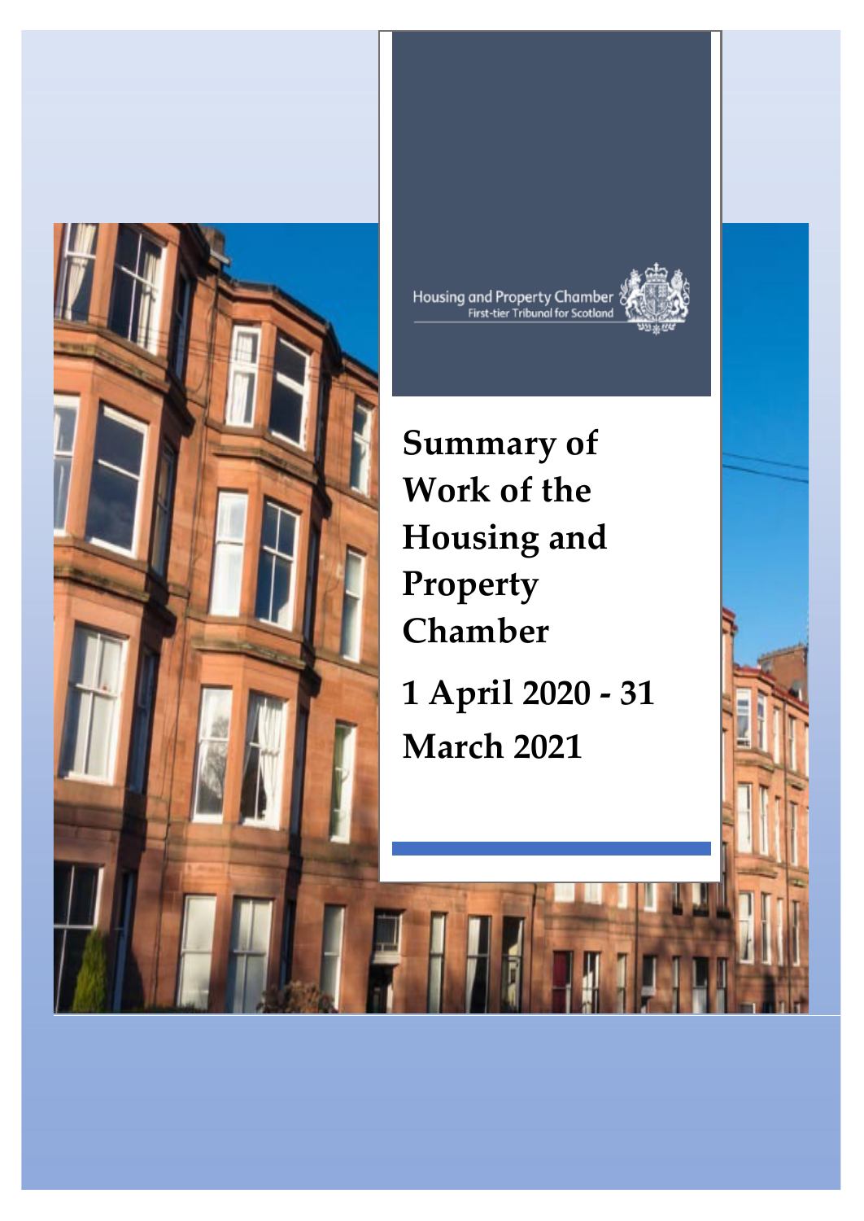Housing and Property Chamber
First-tier Tribunal for Scotland

# Summary of Work of the Housing and Property Chamber

# 1 April 2020 - 31 March 2021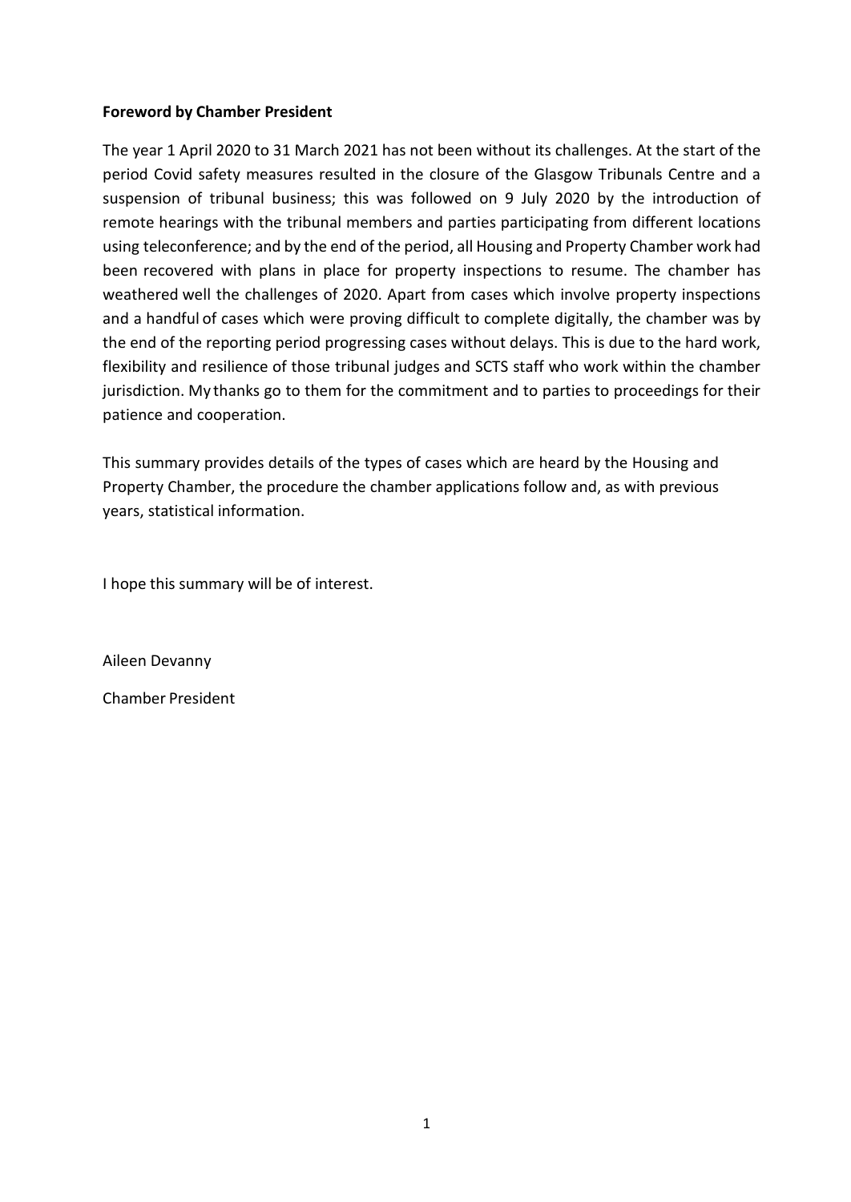**Foreword by Chamber President**

The year 1 April 2020 to 31 March 2021 has not been without its challenges. At the start of the period Covid safety measures resulted in the closure of the Glasgow Tribunals Centre and a suspension of tribunal business; this was followed on 9 July 2020 by the introduction of remote hearings with the tribunal members and parties participating from different locations using teleconference; and by the end of the period, all Housing and Property Chamber work had been recovered with plans in place for property inspections to resume. The chamber has weathered well the challenges of 2020. Apart from cases which involve property inspections and a handful of cases which were proving difficult to complete digitally, the chamber was by the end of the reporting period progressing cases without delays. This is due to the hard work, flexibility and resilience of those tribunal judges and SCTS staff who work within the chamber jurisdiction. My thanks go to them for the commitment and to parties to proceedings for their patience and cooperation.

This summary provides details of the types of cases which are heard by the Housing and Property Chamber, the procedure the chamber applications follow and, as with previous years, statistical information.

I hope this summary will be of interest.

Aileen Devanny

Chamber President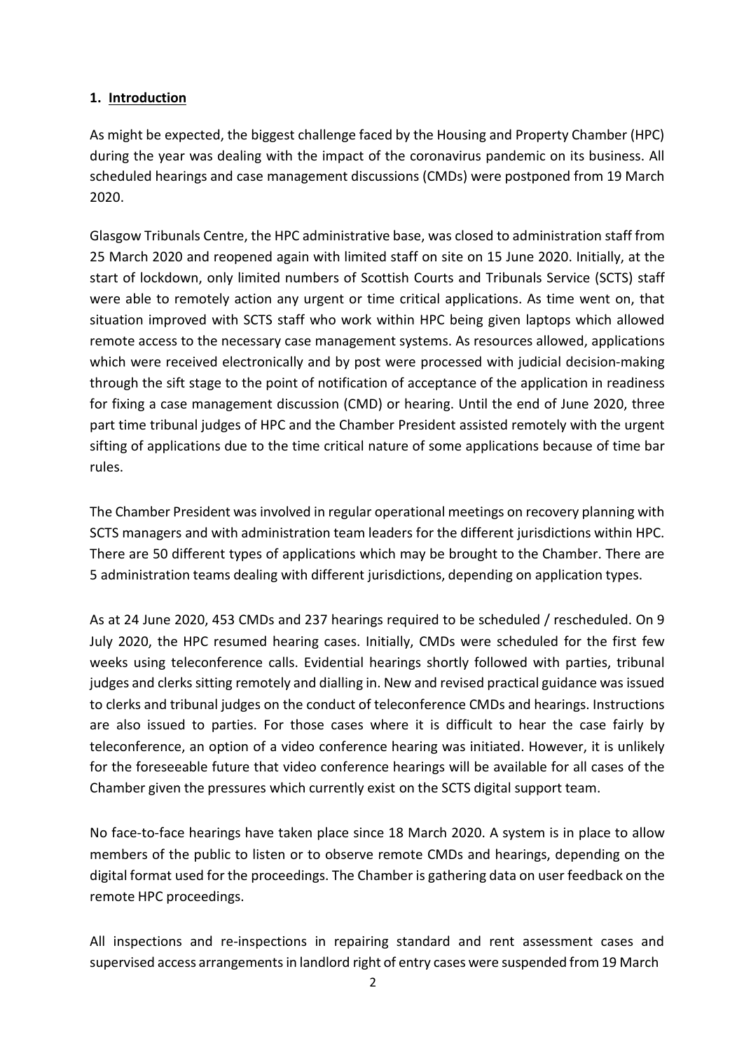## 1. Introduction

As might be expected, the biggest challenge faced by the Housing and Property Chamber (HPC) during the year was dealing with the impact of the coronavirus pandemic on its business. All scheduled hearings and case management discussions (CMDs) were postponed from 19 March 2020.

Glasgow Tribunals Centre, the HPC administrative base, was closed to administration staff from 25 March 2020 and reopened again with limited staff on site on 15 June 2020. Initially, at the start of lockdown, only limited numbers of Scottish Courts and Tribunals Service (SCTS) staff were able to remotely action any urgent or time critical applications. As time went on, that situation improved with SCTS staff who work within HPC being given laptops which allowed remote access to the necessary case management systems. As resources allowed, applications which were received electronically and by post were processed with judicial decision-making through the sift stage to the point of notification of acceptance of the application in readiness for fixing a case management discussion (CMD) or hearing. Until the end of June 2020, three part time tribunal judges of HPC and the Chamber President assisted remotely with the urgent sifting of applications due to the time critical nature of some applications because of time bar rules.

The Chamber President was involved in regular operational meetings on recovery planning with SCTS managers and with administration team leaders for the different jurisdictions within HPC. There are 50 different types of applications which may be brought to the Chamber. There are 5 administration teams dealing with different jurisdictions, depending on application types.

As at 24 June 2020, 453 CMDs and 237 hearings required to be scheduled / rescheduled. On 9 July 2020, the HPC resumed hearing cases. Initially, CMDs were scheduled for the first few weeks using teleconference calls. Evidential hearings shortly followed with parties, tribunal judges and clerks sitting remotely and dialling in. New and revised practical guidance was issued to clerks and tribunal judges on the conduct of teleconference CMDs and hearings. Instructions are also issued to parties. For those cases where it is difficult to hear the case fairly by teleconference, an option of a video conference hearing was initiated. However, it is unlikely for the foreseeable future that video conference hearings will be available for all cases of the Chamber given the pressures which currently exist on the SCTS digital support team.

No face-to-face hearings have taken place since 18 March 2020. A system is in place to allow members of the public to listen or to observe remote CMDs and hearings, depending on the digital format used for the proceedings. The Chamber is gathering data on user feedback on the remote HPC proceedings.

All inspections and re-inspections in repairing standard and rent assessment cases and supervised access arrangements in landlord right of entry cases were suspended from 19 March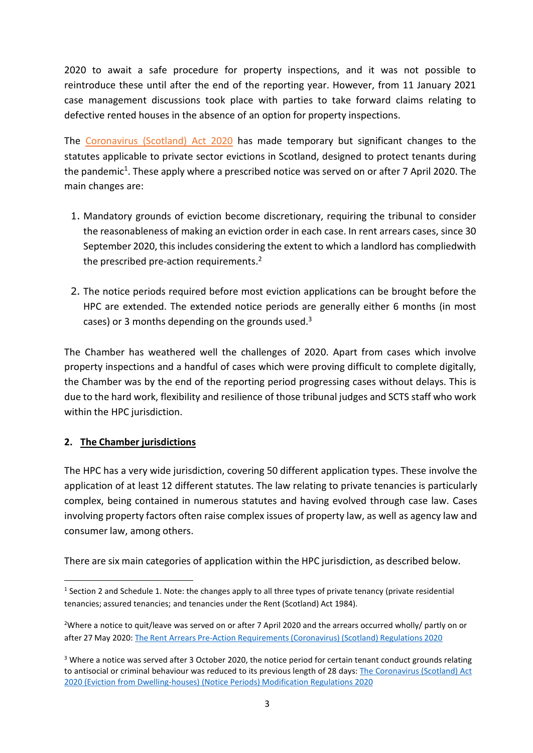2020 to await a safe procedure for property inspections, and it was not possible to reintroduce these until after the end of the reporting year. However, from 11 January 2021 case management discussions took place with parties to take forward claims relating to defective rented houses in the absence of an option for property inspections.

The Coronavirus (Scotland) Act 2020 has made temporary but significant changes to the statutes applicable to private sector evictions in Scotland, designed to protect tenants during the pandemic[1]. These apply where a prescribed notice was served on or after 7 April 2020. The main changes are:

1. Mandatory grounds of eviction become discretionary, requiring the tribunal to consider the reasonableness of making an eviction order in each case. In rent arrears cases, since 30 September 2020, this includes considering the extent to which a landlord has compliedwith the prescribed pre-action requirements.[2]

2. The notice periods required before most eviction applications can be brought before the HPC are extended. The extended notice periods are generally either 6 months (in most cases) or 3 months depending on the grounds used.[3]

The Chamber has weathered well the challenges of 2020. Apart from cases which involve property inspections and a handful of cases which were proving difficult to complete digitally, the Chamber was by the end of the reporting period progressing cases without delays. This is due to the hard work, flexibility and resilience of those tribunal judges and SCTS staff who work within the HPC jurisdiction.

## 2. The Chamber jurisdictions

The HPC has a very wide jurisdiction, covering 50 different application types. These involve the application of at least 12 different statutes. The law relating to private tenancies is particularly complex, being contained in numerous statutes and having evolved through case law. Cases involving property factors often raise complex issues of property law, as well as agency law and consumer law, among others.

There are six main categories of application within the HPC jurisdiction, as described below.

---

[1] Section 2 and Schedule 1. Note: the changes apply to all three types of private tenancy (private residential tenancies; assured tenancies; and tenancies under the Rent (Scotland) Act 1984).

[2] Where a notice to quit/leave was served on or after 7 April 2020 and the arrears occurred wholly/ partly on or after 27 May 2020: The Rent Arrears Pre-Action Requirements (Coronavirus) (Scotland) Regulations 2020

[3] Where a notice was served after 3 October 2020, the notice period for certain tenant conduct grounds relating to antisocial or criminal behaviour was reduced to its previous length of 28 days: The Coronavirus (Scotland) Act 2020 (Eviction from Dwelling-houses) (Notice Periods) Modification Regulations 2020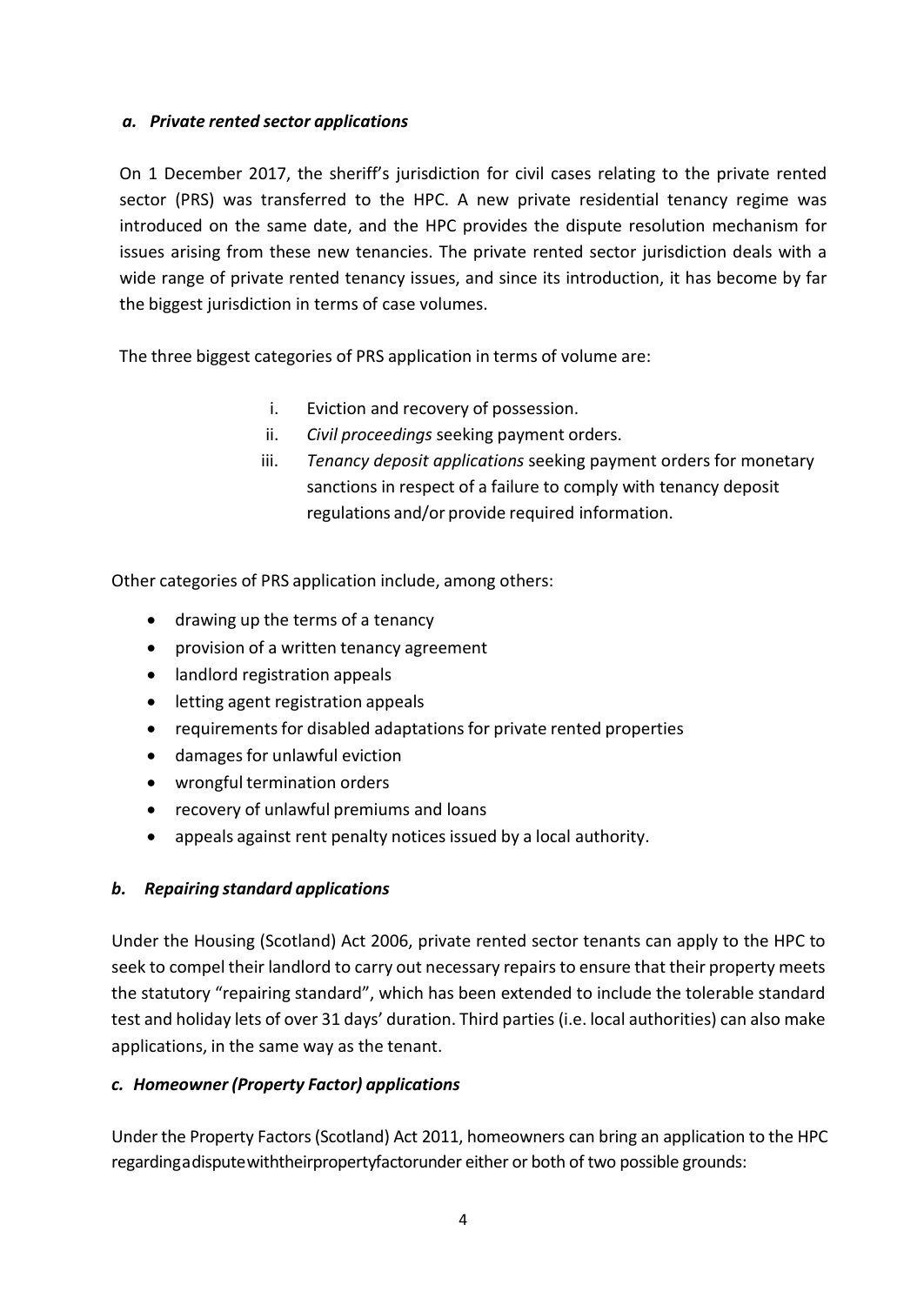### *a. Private rented sector applications*

On 1 December 2017, the sheriff's jurisdiction for civil cases relating to the private rented sector (PRS) was transferred to the HPC. A new private residential tenancy regime was introduced on the same date, and the HPC provides the dispute resolution mechanism for issues arising from these new tenancies. The private rented sector jurisdiction deals with a wide range of private rented tenancy issues, and since its introduction, it has become by far the biggest jurisdiction in terms of case volumes.

The three biggest categories of PRS application in terms of volume are:

i. Eviction and recovery of possession.
ii. *Civil proceedings* seeking payment orders.
iii. *Tenancy deposit applications* seeking payment orders for monetary sanctions in respect of a failure to comply with tenancy deposit regulations and/or provide required information.

Other categories of PRS application include, among others:

- drawing up the terms of a tenancy
- provision of a written tenancy agreement
- landlord registration appeals
- letting agent registration appeals
- requirements for disabled adaptations for private rented properties
- damages for unlawful eviction
- wrongful termination orders
- recovery of unlawful premiums and loans
- appeals against rent penalty notices issued by a local authority.

### *b. Repairing standard applications*

Under the Housing (Scotland) Act 2006, private rented sector tenants can apply to the HPC to seek to compel their landlord to carry out necessary repairs to ensure that their property meets the statutory "repairing standard", which has been extended to include the tolerable standard test and holiday lets of over 31 days' duration. Third parties (i.e. local authorities) can also make applications, in the same way as the tenant.

### *c. Homeowner (Property Factor) applications*

Under the Property Factors (Scotland) Act 2011, homeowners can bring an application to the HPC regarding a dispute with their property factor under either or both of two possible grounds: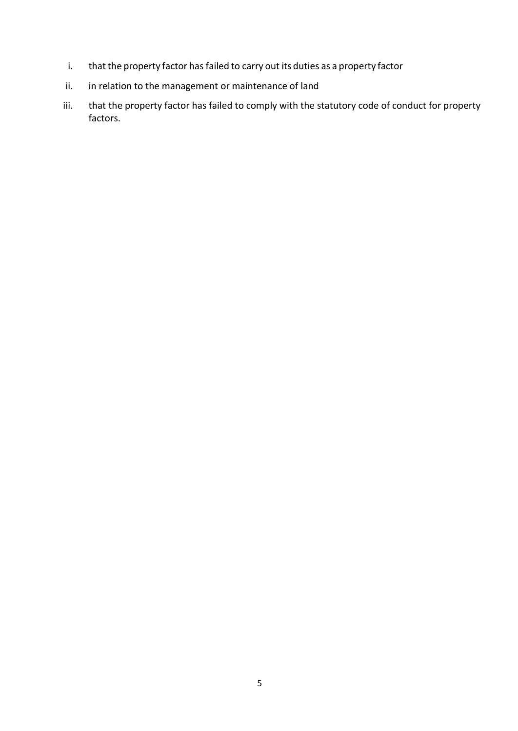i. that the property factor has failed to carry out its duties as a property factor
ii. in relation to the management or maintenance of land
iii. that the property factor has failed to comply with the statutory code of conduct for property factors.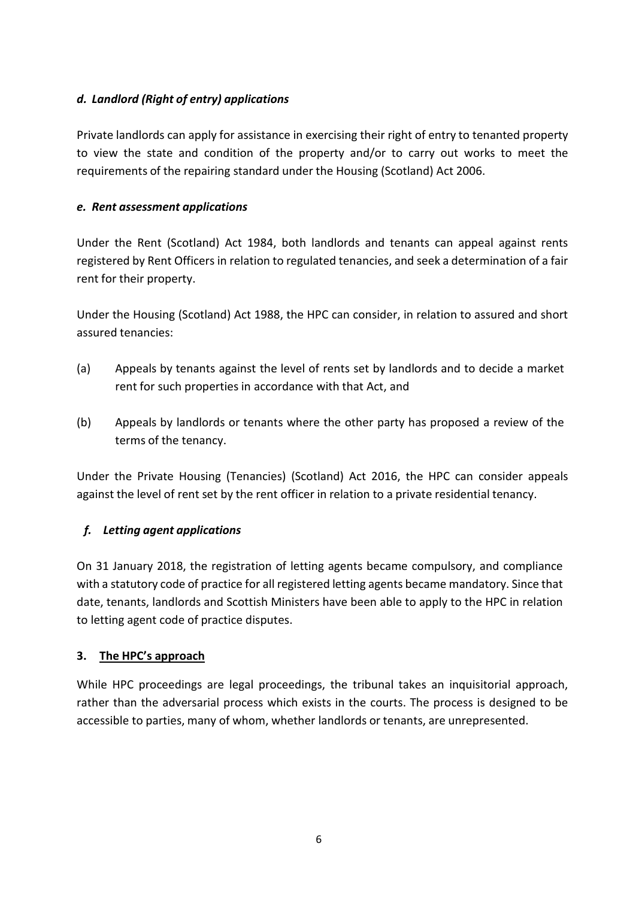### *d. Landlord (Right of entry) applications*

Private landlords can apply for assistance in exercising their right of entry to tenanted property to view the state and condition of the property and/or to carry out works to meet the requirements of the repairing standard under the Housing (Scotland) Act 2006.

### *e. Rent assessment applications*

Under the Rent (Scotland) Act 1984, both landlords and tenants can appeal against rents registered by Rent Officers in relation to regulated tenancies, and seek a determination of a fair rent for their property.

Under the Housing (Scotland) Act 1988, the HPC can consider, in relation to assured and short assured tenancies:

(a) Appeals by tenants against the level of rents set by landlords and to decide a market rent for such properties in accordance with that Act, and

(b) Appeals by landlords or tenants where the other party has proposed a review of the terms of the tenancy.

Under the Private Housing (Tenancies) (Scotland) Act 2016, the HPC can consider appeals against the level of rent set by the rent officer in relation to a private residential tenancy.

### *f. Letting agent applications*

On 31 January 2018, the registration of letting agents became compulsory, and compliance with a statutory code of practice for all registered letting agents became mandatory. Since that date, tenants, landlords and Scottish Ministers have been able to apply to the HPC in relation to letting agent code of practice disputes.

## 3. The HPC's approach

While HPC proceedings are legal proceedings, the tribunal takes an inquisitorial approach, rather than the adversarial process which exists in the courts. The process is designed to be accessible to parties, many of whom, whether landlords or tenants, are unrepresented.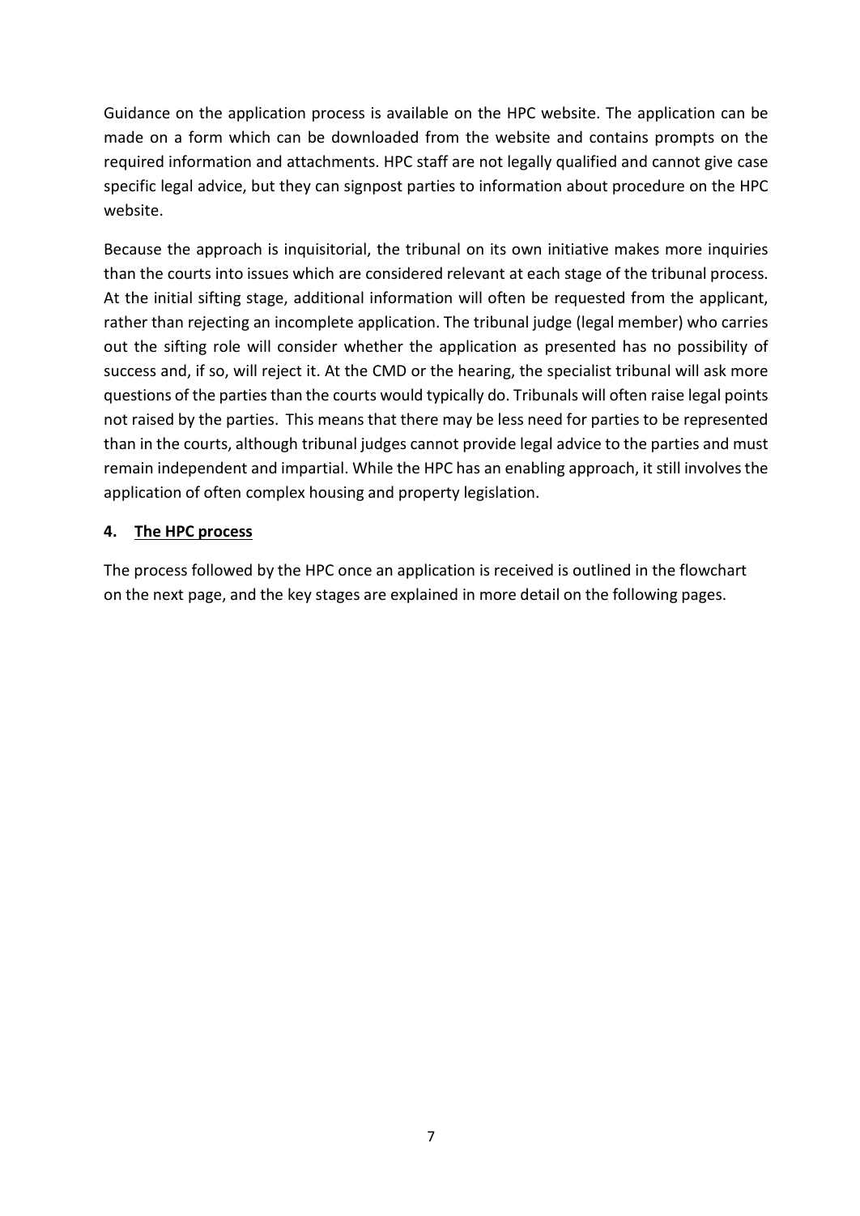Guidance on the application process is available on the HPC website. The application can be made on a form which can be downloaded from the website and contains prompts on the required information and attachments. HPC staff are not legally qualified and cannot give case specific legal advice, but they can signpost parties to information about procedure on the HPC website.

Because the approach is inquisitorial, the tribunal on its own initiative makes more inquiries than the courts into issues which are considered relevant at each stage of the tribunal process. At the initial sifting stage, additional information will often be requested from the applicant, rather than rejecting an incomplete application. The tribunal judge (legal member) who carries out the sifting role will consider whether the application as presented has no possibility of success and, if so, will reject it. At the CMD or the hearing, the specialist tribunal will ask more questions of the parties than the courts would typically do. Tribunals will often raise legal points not raised by the parties. This means that there may be less need for parties to be represented than in the courts, although tribunal judges cannot provide legal advice to the parties and must remain independent and impartial. While the HPC has an enabling approach, it still involves the application of often complex housing and property legislation.

## 4. The HPC process

The process followed by the HPC once an application is received is outlined in the flowchart on the next page, and the key stages are explained in more detail on the following pages.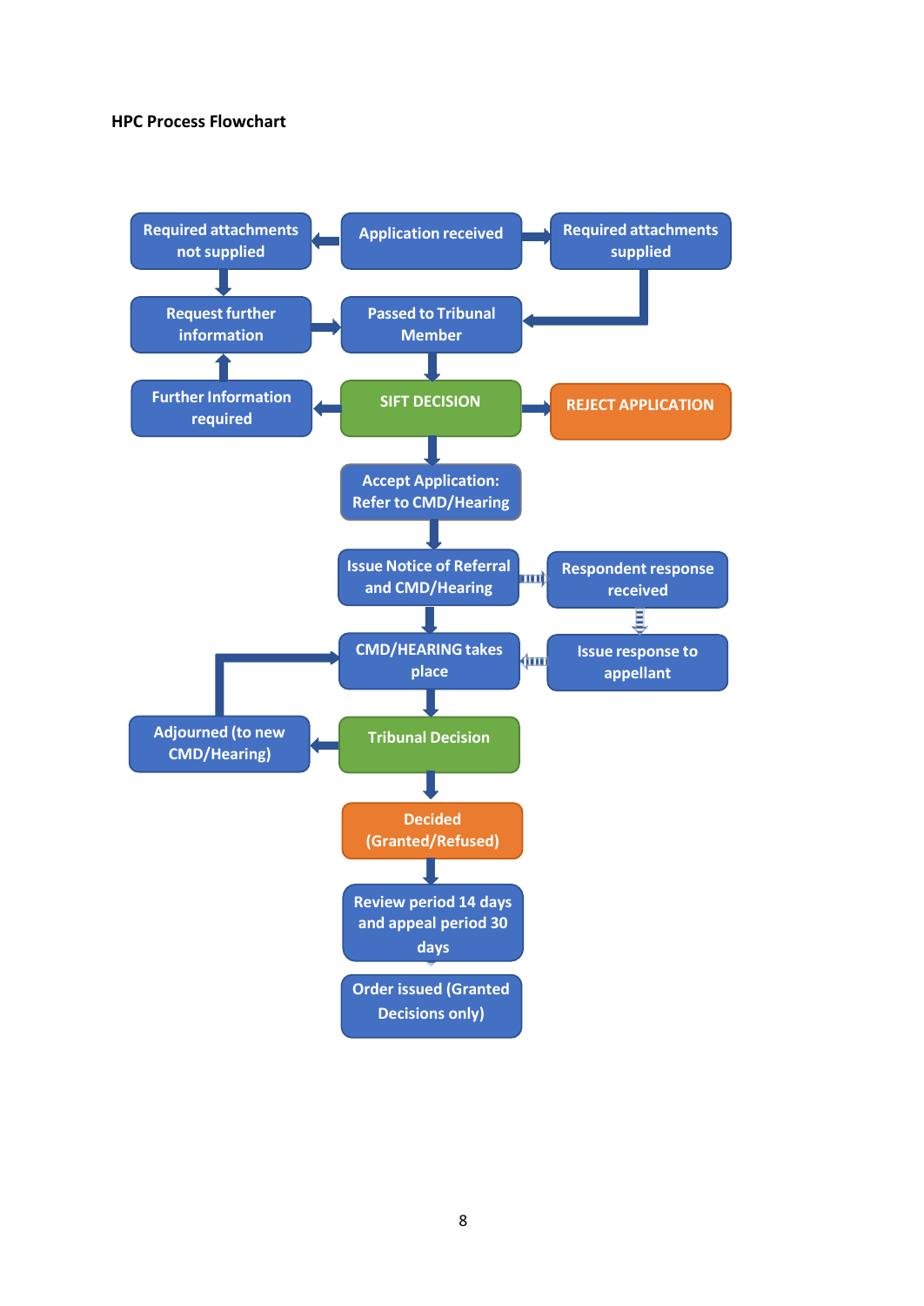**HPC Process Flowchart**

- Application received
  - → Required attachments not supplied → Request further information → Passed to Tribunal Member
  - → Required attachments supplied → Passed to Tribunal Member
- Passed to Tribunal Member → SIFT DECISION
- SIFT DECISION
  - → Further Information required → Request further information
  - → REJECT APPLICATION
  - → Accept Application: Refer to CMD/Hearing
- Accept Application: Refer to CMD/Hearing → Issue Notice of Referral and CMD/Hearing
- Issue Notice of Referral and CMD/Hearing
  - → Respondent response received → Issue response to appellant → CMD/HEARING takes place
  - → CMD/HEARING takes place
- CMD/HEARING takes place → Tribunal Decision
- Tribunal Decision
  - → Adjourned (to new CMD/Hearing) → CMD/HEARING takes place
  - → Decided (Granted/Refused)
- Decided (Granted/Refused) → Review period 14 days and appeal period 30 days
- Review period 14 days and appeal period 30 days → Order issued (Granted Decisions only)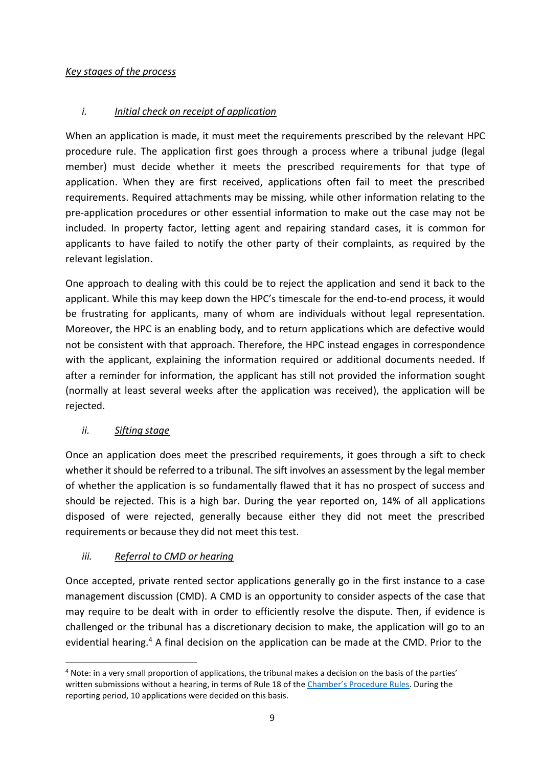*Key stages of the process*

### *i. Initial check on receipt of application*

When an application is made, it must meet the requirements prescribed by the relevant HPC procedure rule. The application first goes through a process where a tribunal judge (legal member) must decide whether it meets the prescribed requirements for that type of application. When they are first received, applications often fail to meet the prescribed requirements. Required attachments may be missing, while other information relating to the pre-application procedures or other essential information to make out the case may not be included. In property factor, letting agent and repairing standard cases, it is common for applicants to have failed to notify the other party of their complaints, as required by the relevant legislation.

One approach to dealing with this could be to reject the application and send it back to the applicant. While this may keep down the HPC's timescale for the end-to-end process, it would be frustrating for applicants, many of whom are individuals without legal representation. Moreover, the HPC is an enabling body, and to return applications which are defective would not be consistent with that approach. Therefore, the HPC instead engages in correspondence with the applicant, explaining the information required or additional documents needed. If after a reminder for information, the applicant has still not provided the information sought (normally at least several weeks after the application was received), the application will be rejected.

### *ii. Sifting stage*

Once an application does meet the prescribed requirements, it goes through a sift to check whether it should be referred to a tribunal. The sift involves an assessment by the legal member of whether the application is so fundamentally flawed that it has no prospect of success and should be rejected. This is a high bar. During the year reported on, 14% of all applications disposed of were rejected, generally because either they did not meet the prescribed requirements or because they did not meet this test.

### *iii. Referral to CMD or hearing*

Once accepted, private rented sector applications generally go in the first instance to a case management discussion (CMD). A CMD is an opportunity to consider aspects of the case that may require to be dealt with in order to efficiently resolve the dispute. Then, if evidence is challenged or the tribunal has a discretionary decision to make, the application will go to an evidential hearing.[4] A final decision on the application can be made at the CMD. Prior to the

---

[4] Note: in a very small proportion of applications, the tribunal makes a decision on the basis of the parties' written submissions without a hearing, in terms of Rule 18 of the Chamber's Procedure Rules. During the reporting period, 10 applications were decided on this basis.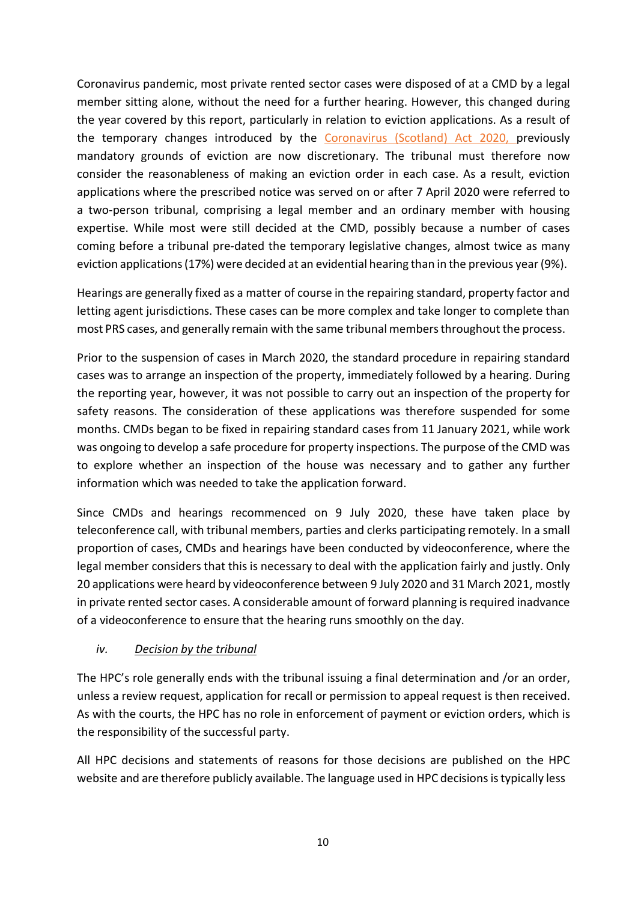Coronavirus pandemic, most private rented sector cases were disposed of at a CMD by a legal member sitting alone, without the need for a further hearing. However, this changed during the year covered by this report, particularly in relation to eviction applications. As a result of the temporary changes introduced by the Coronavirus (Scotland) Act 2020, previously mandatory grounds of eviction are now discretionary. The tribunal must therefore now consider the reasonableness of making an eviction order in each case. As a result, eviction applications where the prescribed notice was served on or after 7 April 2020 were referred to a two-person tribunal, comprising a legal member and an ordinary member with housing expertise. While most were still decided at the CMD, possibly because a number of cases coming before a tribunal pre-dated the temporary legislative changes, almost twice as many eviction applications (17%) were decided at an evidential hearing than in the previous year (9%).

Hearings are generally fixed as a matter of course in the repairing standard, property factor and letting agent jurisdictions. These cases can be more complex and take longer to complete than most PRS cases, and generally remain with the same tribunal members throughout the process.

Prior to the suspension of cases in March 2020, the standard procedure in repairing standard cases was to arrange an inspection of the property, immediately followed by a hearing. During the reporting year, however, it was not possible to carry out an inspection of the property for safety reasons. The consideration of these applications was therefore suspended for some months. CMDs began to be fixed in repairing standard cases from 11 January 2021, while work was ongoing to develop a safe procedure for property inspections. The purpose of the CMD was to explore whether an inspection of the house was necessary and to gather any further information which was needed to take the application forward.

Since CMDs and hearings recommenced on 9 July 2020, these have taken place by teleconference call, with tribunal members, parties and clerks participating remotely. In a small proportion of cases, CMDs and hearings have been conducted by videoconference, where the legal member considers that this is necessary to deal with the application fairly and justly. Only 20 applications were heard by videoconference between 9 July 2020 and 31 March 2021, mostly in private rented sector cases. A considerable amount of forward planning is required inadvance of a videoconference to ensure that the hearing runs smoothly on the day.

#### iv. *Decision by the tribunal*

The HPC's role generally ends with the tribunal issuing a final determination and /or an order, unless a review request, application for recall or permission to appeal request is then received. As with the courts, the HPC has no role in enforcement of payment or eviction orders, which is the responsibility of the successful party.

All HPC decisions and statements of reasons for those decisions are published on the HPC website and are therefore publicly available. The language used in HPC decisions is typically less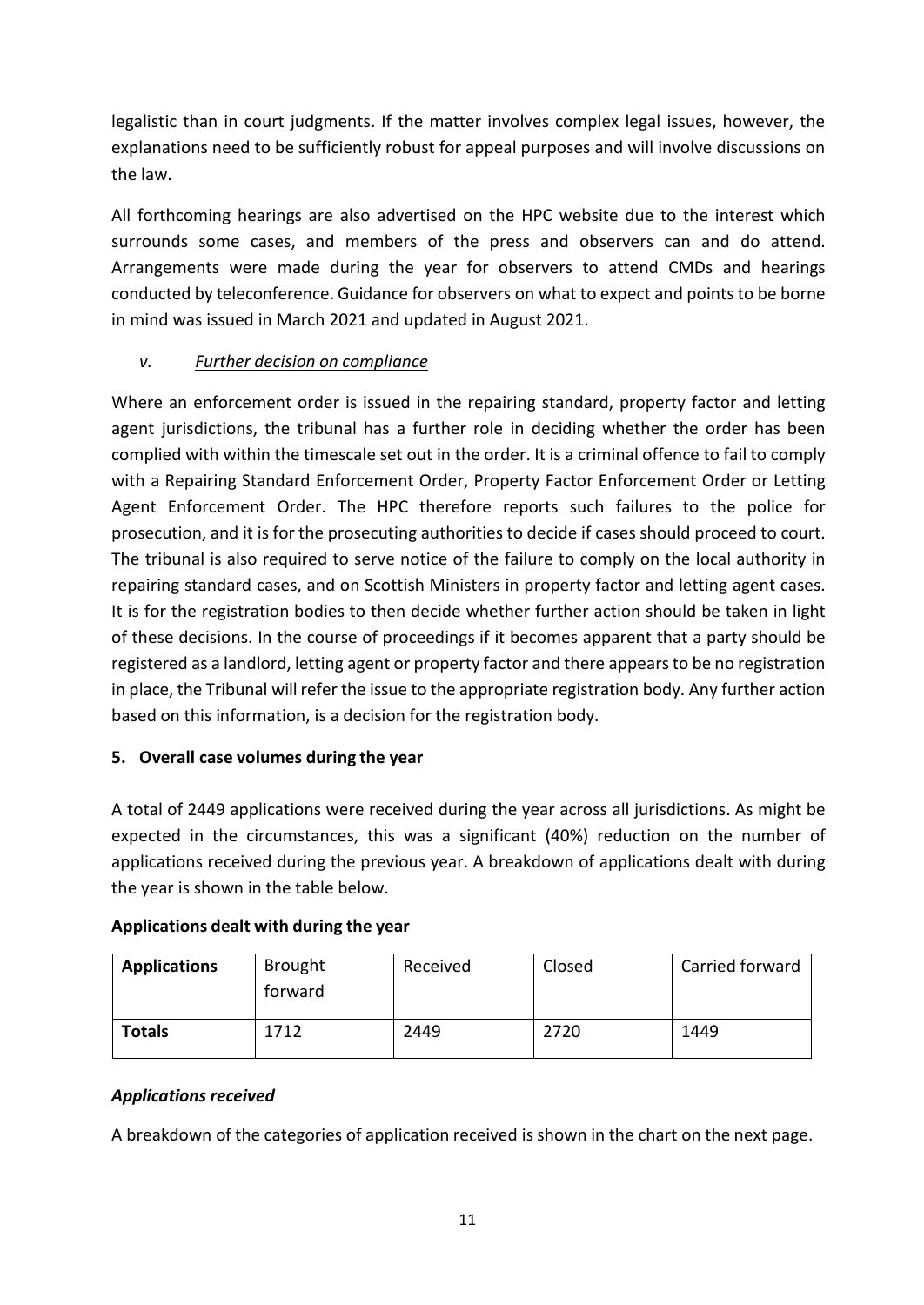legalistic than in court judgments. If the matter involves complex legal issues, however, the explanations need to be sufficiently robust for appeal purposes and will involve discussions on the law.

All forthcoming hearings are also advertised on the HPC website due to the interest which surrounds some cases, and members of the press and observers can and do attend. Arrangements were made during the year for observers to attend CMDs and hearings conducted by teleconference. Guidance for observers on what to expect and points to be borne in mind was issued in March 2021 and updated in August 2021.

#### *v. Further decision on compliance*

Where an enforcement order is issued in the repairing standard, property factor and letting agent jurisdictions, the tribunal has a further role in deciding whether the order has been complied with within the timescale set out in the order. It is a criminal offence to fail to comply with a Repairing Standard Enforcement Order, Property Factor Enforcement Order or Letting Agent Enforcement Order. The HPC therefore reports such failures to the police for prosecution, and it is for the prosecuting authorities to decide if cases should proceed to court. The tribunal is also required to serve notice of the failure to comply on the local authority in repairing standard cases, and on Scottish Ministers in property factor and letting agent cases. It is for the registration bodies to then decide whether further action should be taken in light of these decisions. In the course of proceedings if it becomes apparent that a party should be registered as a landlord, letting agent or property factor and there appears to be no registration in place, the Tribunal will refer the issue to the appropriate registration body. Any further action based on this information, is a decision for the registration body.

## 5. Overall case volumes during the year

A total of 2449 applications were received during the year across all jurisdictions. As might be expected in the circumstances, this was a significant (40%) reduction on the number of applications received during the previous year. A breakdown of applications dealt with during the year is shown in the table below.

**Applications dealt with during the year**

| **Applications** | Brought forward | Received | Closed | Carried forward |
|---|---|---|---|---|
| **Totals** | 1712 | 2449 | 2720 | 1449 |

***Applications received***

A breakdown of the categories of application received is shown in the chart on the next page.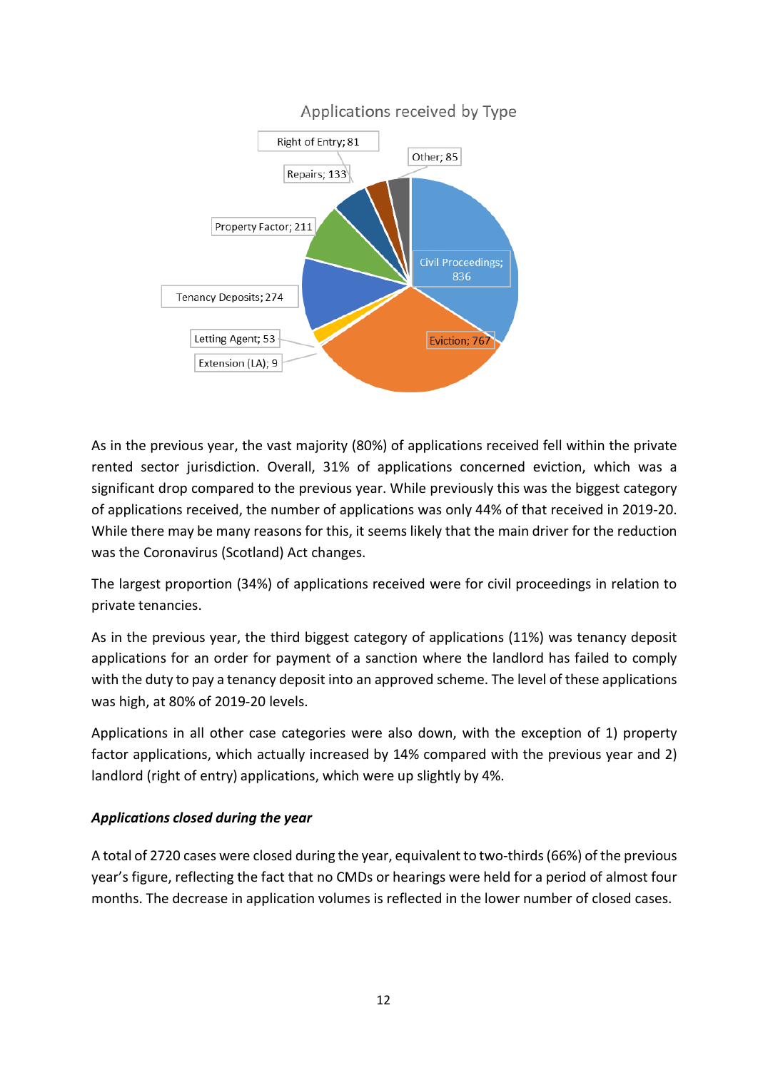Applications received by Type

| Type | Number |
|---|---|
| Civil Proceedings | 836 |
| Eviction | 767 |
| Extension (LA) | 9 |
| Letting Agent | 53 |
| Tenancy Deposits | 274 |
| Property Factor | 211 |
| Repairs | 133 |
| Right of Entry | 81 |
| Other | 85 |

As in the previous year, the vast majority (80%) of applications received fell within the private rented sector jurisdiction. Overall, 31% of applications concerned eviction, which was a significant drop compared to the previous year. While previously this was the biggest category of applications received, the number of applications was only 44% of that received in 2019-20. While there may be many reasons for this, it seems likely that the main driver for the reduction was the Coronavirus (Scotland) Act changes.

The largest proportion (34%) of applications received were for civil proceedings in relation to private tenancies.

As in the previous year, the third biggest category of applications (11%) was tenancy deposit applications for an order for payment of a sanction where the landlord has failed to comply with the duty to pay a tenancy deposit into an approved scheme. The level of these applications was high, at 80% of 2019-20 levels.

Applications in all other case categories were also down, with the exception of 1) property factor applications, which actually increased by 14% compared with the previous year and 2) landlord (right of entry) applications, which were up slightly by 4%.

***Applications closed during the year***

A total of 2720 cases were closed during the year, equivalent to two-thirds (66%) of the previous year's figure, reflecting the fact that no CMDs or hearings were held for a period of almost four months. The decrease in application volumes is reflected in the lower number of closed cases.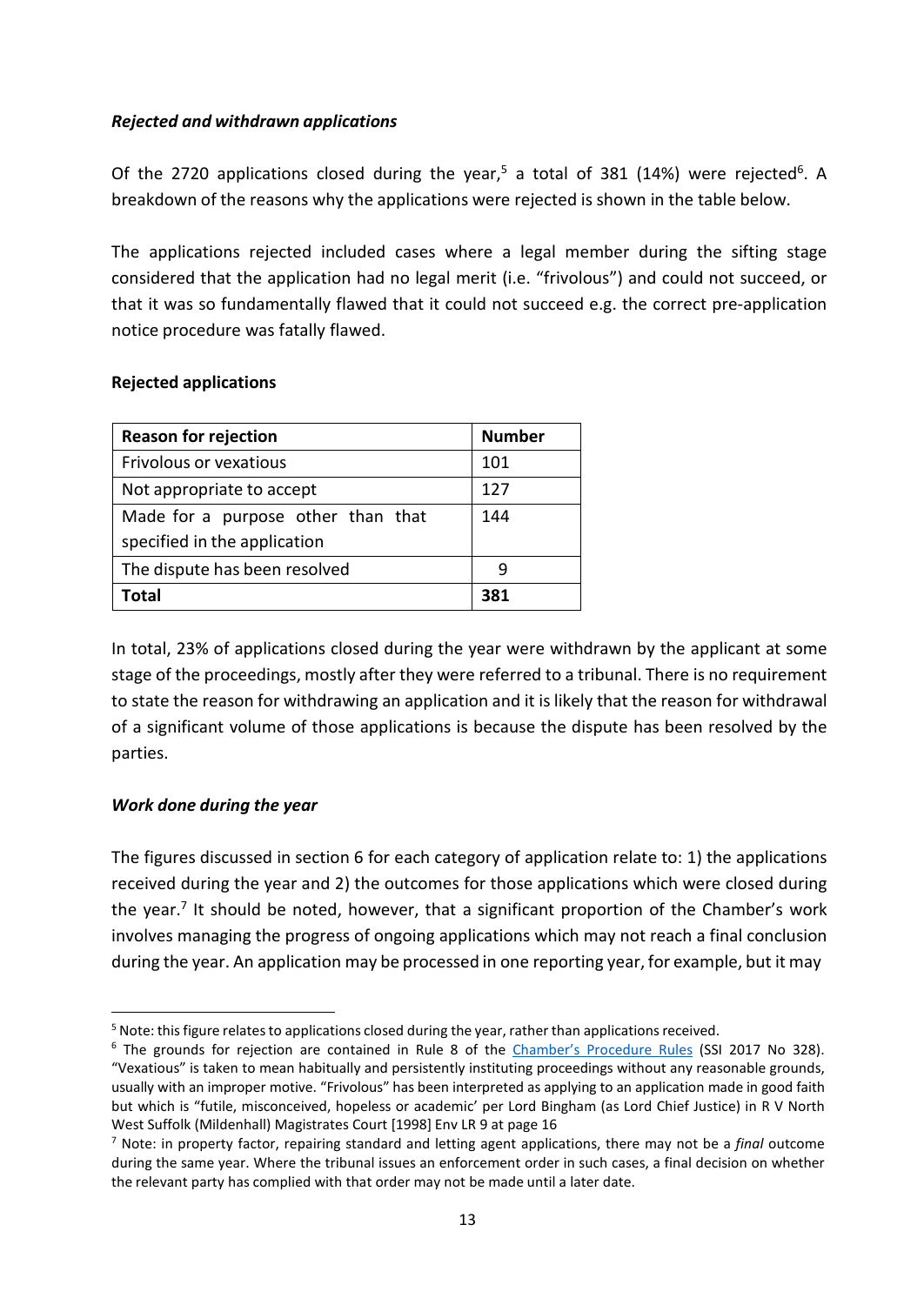### *Rejected and withdrawn applications*

Of the 2720 applications closed during the year,[5] a total of 381 (14%) were rejected[6]. A breakdown of the reasons why the applications were rejected is shown in the table below.

The applications rejected included cases where a legal member during the sifting stage considered that the application had no legal merit (i.e. "frivolous") and could not succeed, or that it was so fundamentally flawed that it could not succeed e.g. the correct pre-application notice procedure was fatally flawed.

**Rejected applications**

| Reason for rejection | Number |
|---|---|
| Frivolous or vexatious | 101 |
| Not appropriate to accept | 127 |
| Made for a purpose other than that specified in the application | 144 |
| The dispute has been resolved | 9 |
| **Total** | **381** |

In total, 23% of applications closed during the year were withdrawn by the applicant at some stage of the proceedings, mostly after they were referred to a tribunal. There is no requirement to state the reason for withdrawing an application and it is likely that the reason for withdrawal of a significant volume of those applications is because the dispute has been resolved by the parties.

### *Work done during the year*

The figures discussed in section 6 for each category of application relate to: 1) the applications received during the year and 2) the outcomes for those applications which were closed during the year.[7] It should be noted, however, that a significant proportion of the Chamber's work involves managing the progress of ongoing applications which may not reach a final conclusion during the year. An application may be processed in one reporting year, for example, but it may

---

[5] Note: this figure relates to applications closed during the year, rather than applications received.

[6] The grounds for rejection are contained in Rule 8 of the Chamber's Procedure Rules (SSI 2017 No 328). "Vexatious" is taken to mean habitually and persistently instituting proceedings without any reasonable grounds, usually with an improper motive. "Frivolous" has been interpreted as applying to an application made in good faith but which is "futile, misconceived, hopeless or academic' per Lord Bingham (as Lord Chief Justice) in R V North West Suffolk (Mildenhall) Magistrates Court [1998] Env LR 9 at page 16

[7] Note: in property factor, repairing standard and letting agent applications, there may not be a *final* outcome during the same year. Where the tribunal issues an enforcement order in such cases, a final decision on whether the relevant party has complied with that order may not be made until a later date.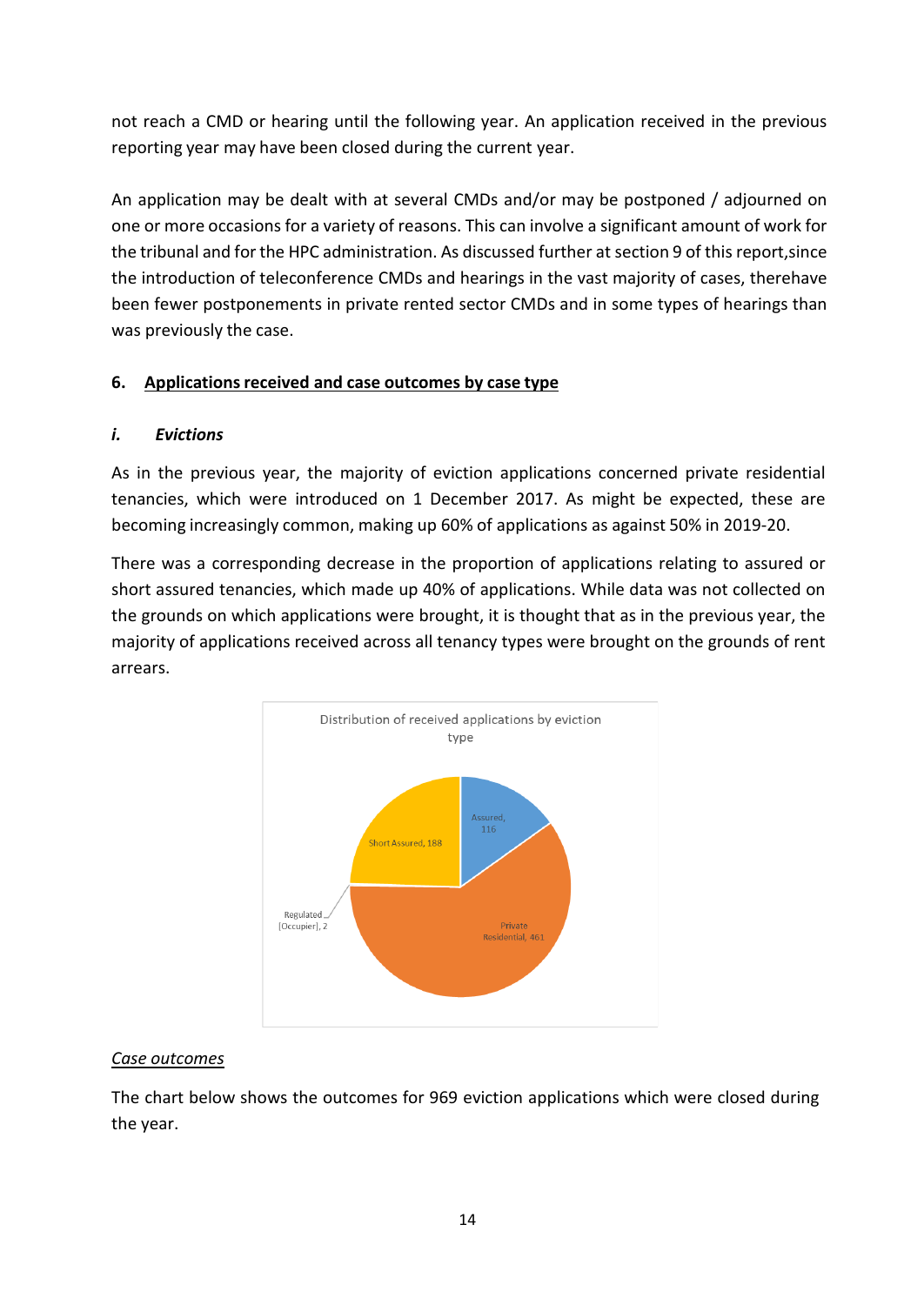not reach a CMD or hearing until the following year. An application received in the previous reporting year may have been closed during the current year.

An application may be dealt with at several CMDs and/or may be postponed / adjourned on one or more occasions for a variety of reasons. This can involve a significant amount of work for the tribunal and for the HPC administration. As discussed further at section 9 of this report,since the introduction of teleconference CMDs and hearings in the vast majority of cases, therehave been fewer postponements in private rented sector CMDs and in some types of hearings than was previously the case.

## 6. Applications received and case outcomes by case type

### *i. Evictions*

As in the previous year, the majority of eviction applications concerned private residential tenancies, which were introduced on 1 December 2017. As might be expected, these are becoming increasingly common, making up 60% of applications as against 50% in 2019-20.

There was a corresponding decrease in the proportion of applications relating to assured or short assured tenancies, which made up 40% of applications. While data was not collected on the grounds on which applications were brought, it is thought that as in the previous year, the majority of applications received across all tenancy types were brought on the grounds of rent arrears.

Distribution of received applications by eviction type

| Eviction type | Applications |
|---|---|
| Assured | 116 |
| Private Residential | 461 |
| Regulated [Occupier] | 2 |
| Short Assured | 188 |

*Case outcomes*

The chart below shows the outcomes for 969 eviction applications which were closed during the year.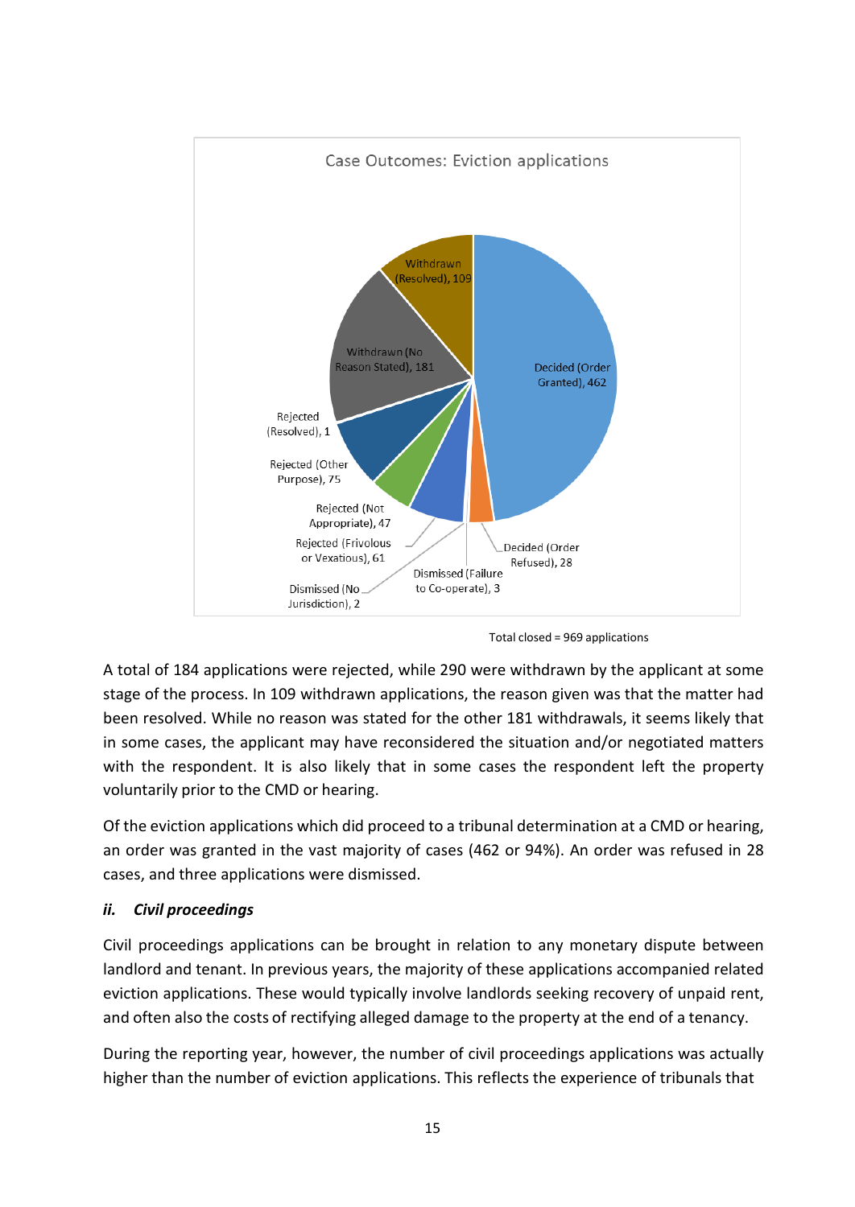Case Outcomes: Eviction applications

| Outcome | Number |
|---|---|
| Decided (Order Granted) | 462 |
| Decided (Order Refused) | 28 |
| Dismissed (Failure to Co-operate) | 3 |
| Dismissed (No Jurisdiction) | 2 |
| Rejected (Frivolous or Vexatious) | 61 |
| Rejected (Not Appropriate) | 47 |
| Rejected (Other Purpose) | 75 |
| Rejected (Resolved) | 1 |
| Withdrawn (No Reason Stated) | 181 |
| Withdrawn (Resolved) | 109 |

Total closed = 969 applications

A total of 184 applications were rejected, while 290 were withdrawn by the applicant at some stage of the process. In 109 withdrawn applications, the reason given was that the matter had been resolved. While no reason was stated for the other 181 withdrawals, it seems likely that in some cases, the applicant may have reconsidered the situation and/or negotiated matters with the respondent. It is also likely that in some cases the respondent left the property voluntarily prior to the CMD or hearing.

Of the eviction applications which did proceed to a tribunal determination at a CMD or hearing, an order was granted in the vast majority of cases (462 or 94%). An order was refused in 28 cases, and three applications were dismissed.

### *ii. Civil proceedings*

Civil proceedings applications can be brought in relation to any monetary dispute between landlord and tenant. In previous years, the majority of these applications accompanied related eviction applications. These would typically involve landlords seeking recovery of unpaid rent, and often also the costs of rectifying alleged damage to the property at the end of a tenancy.

During the reporting year, however, the number of civil proceedings applications was actually higher than the number of eviction applications. This reflects the experience of tribunals that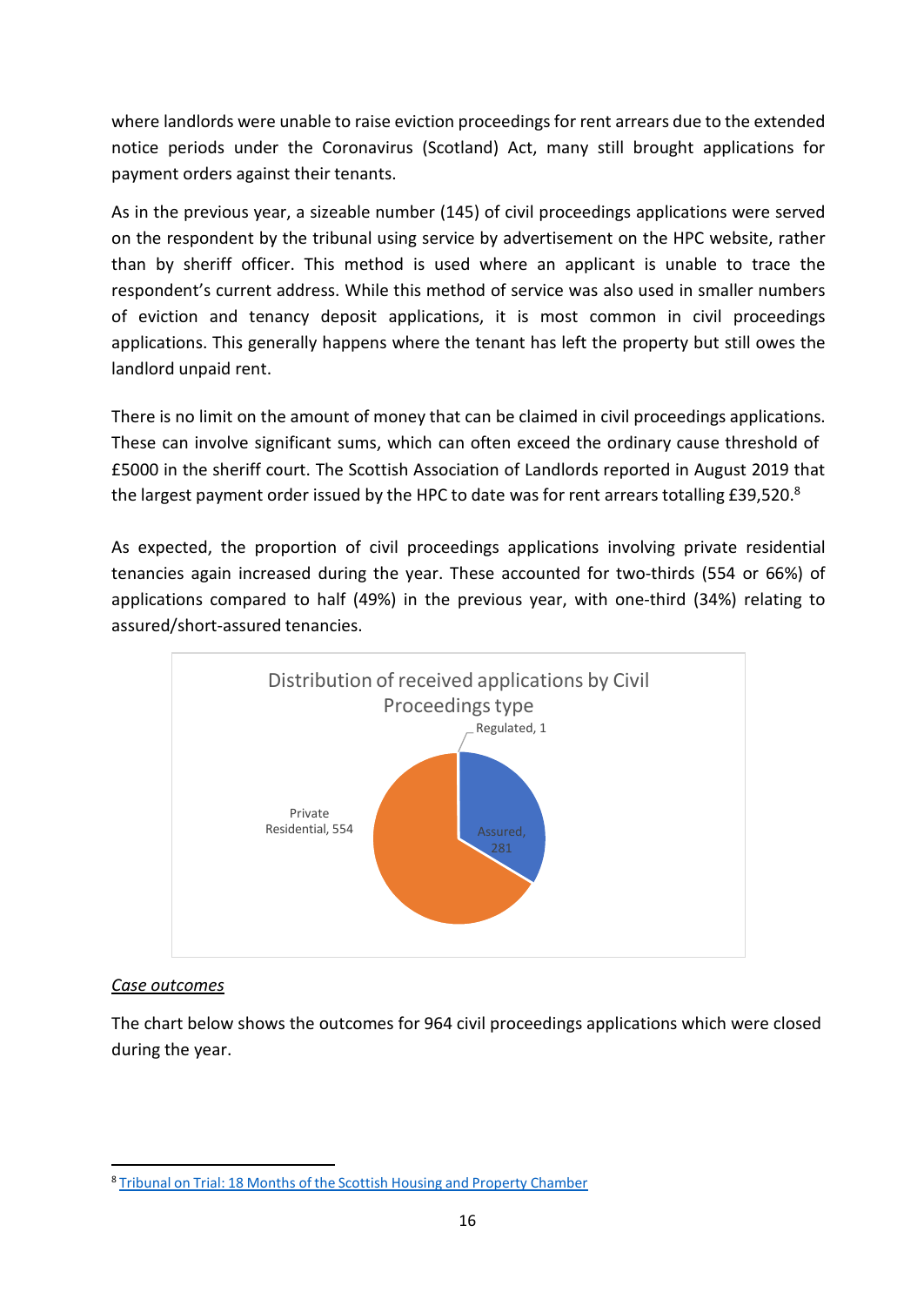where landlords were unable to raise eviction proceedings for rent arrears due to the extended notice periods under the Coronavirus (Scotland) Act, many still brought applications for payment orders against their tenants.

As in the previous year, a sizeable number (145) of civil proceedings applications were served on the respondent by the tribunal using service by advertisement on the HPC website, rather than by sheriff officer. This method is used where an applicant is unable to trace the respondent's current address. While this method of service was also used in smaller numbers of eviction and tenancy deposit applications, it is most common in civil proceedings applications. This generally happens where the tenant has left the property but still owes the landlord unpaid rent.

There is no limit on the amount of money that can be claimed in civil proceedings applications. These can involve significant sums, which can often exceed the ordinary cause threshold of £5000 in the sheriff court. The Scottish Association of Landlords reported in August 2019 that the largest payment order issued by the HPC to date was for rent arrears totalling £39,520.[8]

As expected, the proportion of civil proceedings applications involving private residential tenancies again increased during the year. These accounted for two-thirds (554 or 66%) of applications compared to half (49%) in the previous year, with one-third (34%) relating to assured/short-assured tenancies.

Distribution of received applications by Civil Proceedings type

| Type | Applications |
| --- | --- |
| Regulated | 1 |
| Assured | 281 |
| Private Residential | 554 |

*Case outcomes*

The chart below shows the outcomes for 964 civil proceedings applications which were closed during the year.

[8] Tribunal on Trial: 18 Months of the Scottish Housing and Property Chamber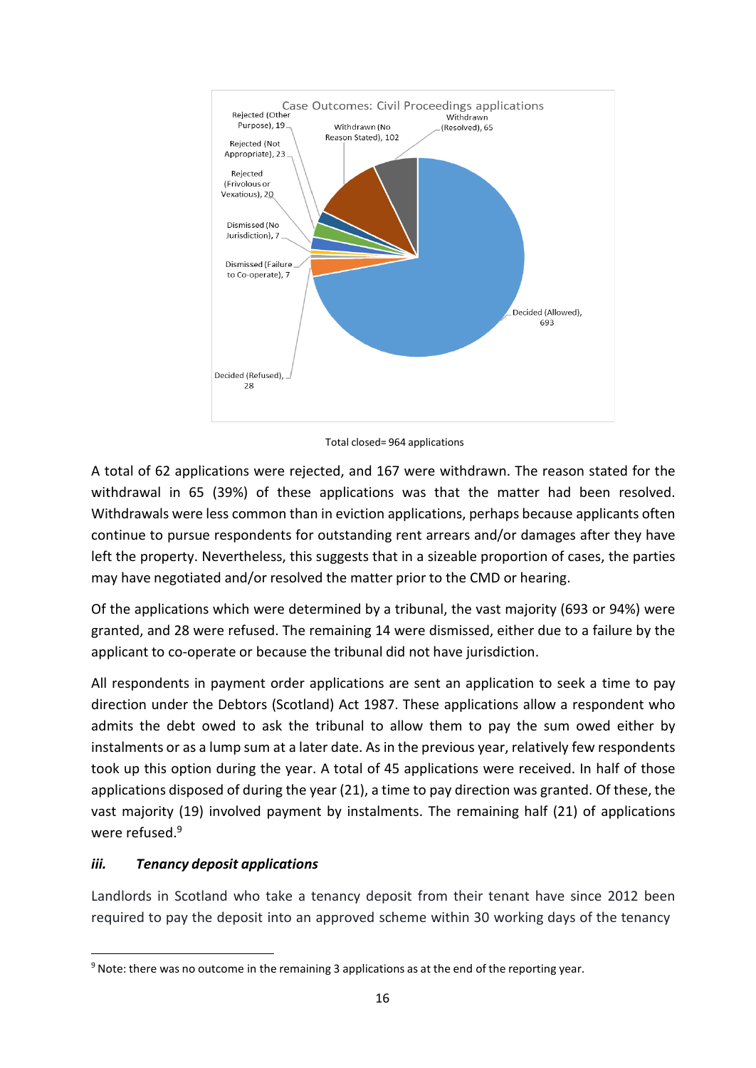Case Outcomes: Civil Proceedings applications

| Outcome | Number |
|---|---|
| Decided (Allowed) | 693 |
| Decided (Refused) | 28 |
| Dismissed (Failure to Co-operate) | 7 |
| Dismissed (No Jurisdiction) | 7 |
| Rejected (Frivolous or Vexatious) | 20 |
| Rejected (Not Appropriate) | 23 |
| Rejected (Other Purpose) | 19 |
| Withdrawn (No Reason Stated) | 102 |
| Withdrawn (Resolved) | 65 |

Total closed= 964 applications

A total of 62 applications were rejected, and 167 were withdrawn. The reason stated for the withdrawal in 65 (39%) of these applications was that the matter had been resolved. Withdrawals were less common than in eviction applications, perhaps because applicants often continue to pursue respondents for outstanding rent arrears and/or damages after they have left the property. Nevertheless, this suggests that in a sizeable proportion of cases, the parties may have negotiated and/or resolved the matter prior to the CMD or hearing.

Of the applications which were determined by a tribunal, the vast majority (693 or 94%) were granted, and 28 were refused. The remaining 14 were dismissed, either due to a failure by the applicant to co-operate or because the tribunal did not have jurisdiction.

All respondents in payment order applications are sent an application to seek a time to pay direction under the Debtors (Scotland) Act 1987. These applications allow a respondent who admits the debt owed to ask the tribunal to allow them to pay the sum owed either by instalments or as a lump sum at a later date. As in the previous year, relatively few respondents took up this option during the year. A total of 45 applications were received. In half of those applications disposed of during the year (21), a time to pay direction was granted. Of these, the vast majority (19) involved payment by instalments. The remaining half (21) of applications were refused.[9]

### *iii. Tenancy deposit applications*

Landlords in Scotland who take a tenancy deposit from their tenant have since 2012 been required to pay the deposit into an approved scheme within 30 working days of the tenancy

[9] Note: there was no outcome in the remaining 3 applications as at the end of the reporting year.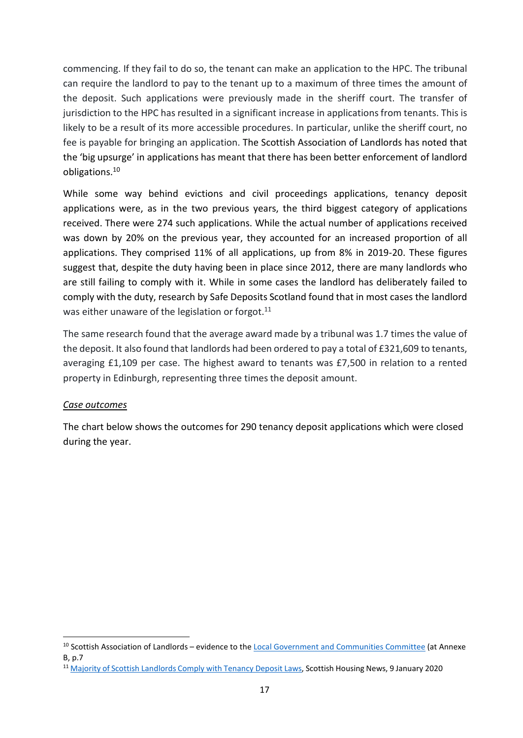commencing. If they fail to do so, the tenant can make an application to the HPC. The tribunal can require the landlord to pay to the tenant up to a maximum of three times the amount of the deposit. Such applications were previously made in the sheriff court. The transfer of jurisdiction to the HPC has resulted in a significant increase in applications from tenants. This is likely to be a result of its more accessible procedures. In particular, unlike the sheriff court, no fee is payable for bringing an application. The Scottish Association of Landlords has noted that the 'big upsurge' in applications has meant that there has been better enforcement of landlord obligations.[10]

While some way behind evictions and civil proceedings applications, tenancy deposit applications were, as in the two previous years, the third biggest category of applications received. There were 274 such applications. While the actual number of applications received was down by 20% on the previous year, they accounted for an increased proportion of all applications. They comprised 11% of all applications, up from 8% in 2019-20. These figures suggest that, despite the duty having been in place since 2012, there are many landlords who are still failing to comply with it. While in some cases the landlord has deliberately failed to comply with the duty, research by Safe Deposits Scotland found that in most cases the landlord was either unaware of the legislation or forgot.[11]

The same research found that the average award made by a tribunal was 1.7 times the value of the deposit. It also found that landlords had been ordered to pay a total of £321,609 to tenants, averaging £1,109 per case. The highest award to tenants was £7,500 in relation to a rented property in Edinburgh, representing three times the deposit amount.

*Case outcomes*

The chart below shows the outcomes for 290 tenancy deposit applications which were closed during the year.

[10] Scottish Association of Landlords – evidence to the Local Government and Communities Committee (at Annexe B, p.7

[11] Majority of Scottish Landlords Comply with Tenancy Deposit Laws, Scottish Housing News, 9 January 2020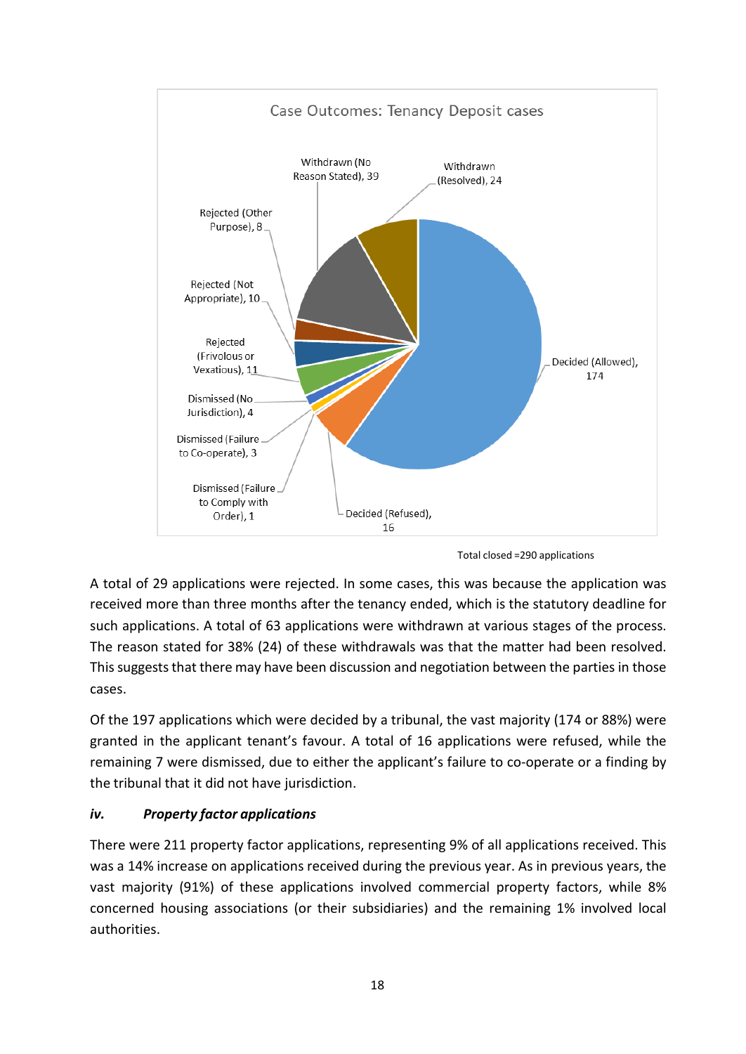**Case Outcomes: Tenancy Deposit cases**

| Outcome | Number |
|---|---|
| Decided (Allowed) | 174 |
| Decided (Refused) | 16 |
| Dismissed (Failure to Comply with Order) | 1 |
| Dismissed (Failure to Co-operate) | 3 |
| Dismissed (No Jurisdiction) | 4 |
| Rejected (Frivolous or Vexatious) | 11 |
| Rejected (Not Appropriate) | 10 |
| Rejected (Other Purpose) | 8 |
| Withdrawn (No Reason Stated) | 39 |
| Withdrawn (Resolved) | 24 |

Total closed =290 applications

A total of 29 applications were rejected. In some cases, this was because the application was received more than three months after the tenancy ended, which is the statutory deadline for such applications. A total of 63 applications were withdrawn at various stages of the process. The reason stated for 38% (24) of these withdrawals was that the matter had been resolved. This suggests that there may have been discussion and negotiation between the parties in those cases.

Of the 197 applications which were decided by a tribunal, the vast majority (174 or 88%) were granted in the applicant tenant's favour. A total of 16 applications were refused, while the remaining 7 were dismissed, due to either the applicant's failure to co-operate or a finding by the tribunal that it did not have jurisdiction.

### *iv. Property factor applications*

There were 211 property factor applications, representing 9% of all applications received. This was a 14% increase on applications received during the previous year. As in previous years, the vast majority (91%) of these applications involved commercial property factors, while 8% concerned housing associations (or their subsidiaries) and the remaining 1% involved local authorities.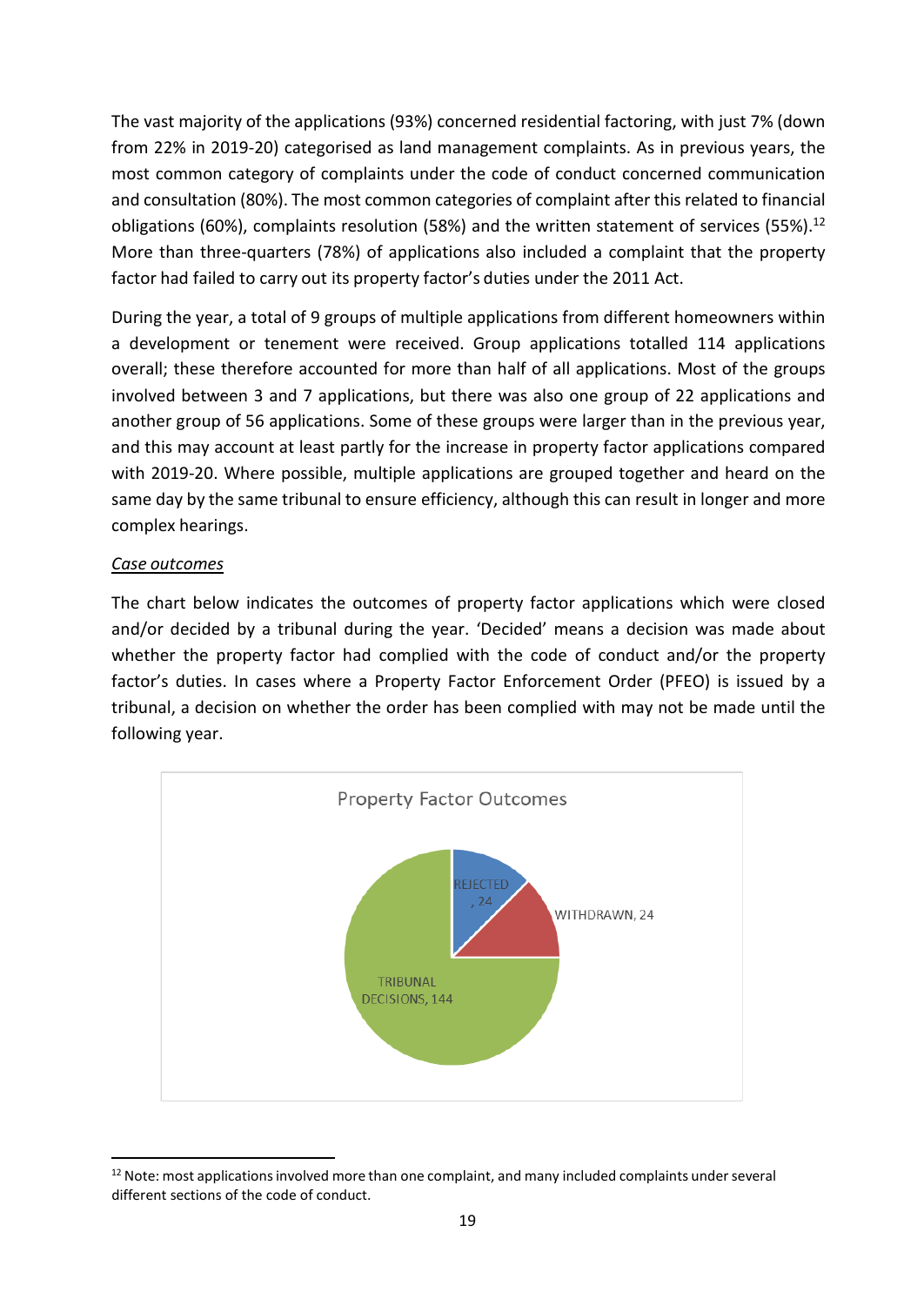The vast majority of the applications (93%) concerned residential factoring, with just 7% (down from 22% in 2019-20) categorised as land management complaints. As in previous years, the most common category of complaints under the code of conduct concerned communication and consultation (80%). The most common categories of complaint after this related to financial obligations (60%), complaints resolution (58%) and the written statement of services (55%).[12] More than three-quarters (78%) of applications also included a complaint that the property factor had failed to carry out its property factor's duties under the 2011 Act.

During the year, a total of 9 groups of multiple applications from different homeowners within a development or tenement were received. Group applications totalled 114 applications overall; these therefore accounted for more than half of all applications. Most of the groups involved between 3 and 7 applications, but there was also one group of 22 applications and another group of 56 applications. Some of these groups were larger than in the previous year, and this may account at least partly for the increase in property factor applications compared with 2019-20. Where possible, multiple applications are grouped together and heard on the same day by the same tribunal to ensure efficiency, although this can result in longer and more complex hearings.

*Case outcomes*

The chart below indicates the outcomes of property factor applications which were closed and/or decided by a tribunal during the year. 'Decided' means a decision was made about whether the property factor had complied with the code of conduct and/or the property factor's duties. In cases where a Property Factor Enforcement Order (PFEO) is issued by a tribunal, a decision on whether the order has been complied with may not be made until the following year.

**Property Factor Outcomes**

| Outcome | Number |
|---|---|
| REJECTED | 24 |
| WITHDRAWN | 24 |
| TRIBUNAL DECISIONS | 144 |

[12] Note: most applications involved more than one complaint, and many included complaints under several different sections of the code of conduct.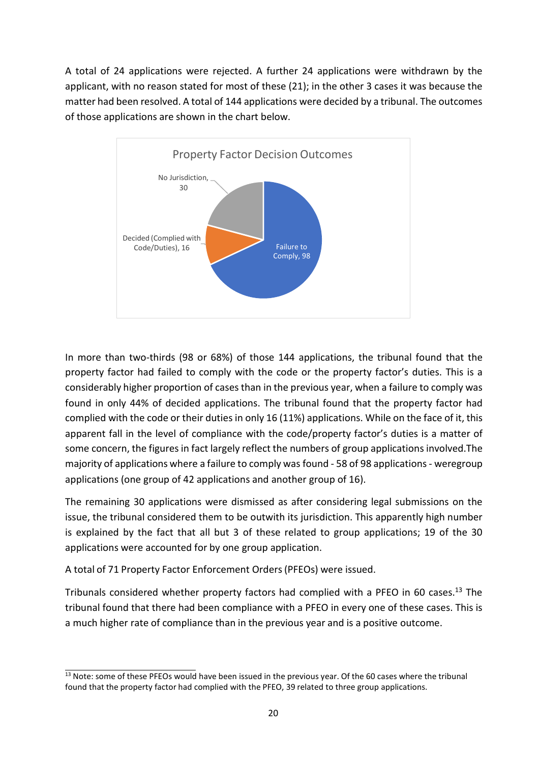A total of 24 applications were rejected. A further 24 applications were withdrawn by the applicant, with no reason stated for most of these (21); in the other 3 cases it was because the matter had been resolved. A total of 144 applications were decided by a tribunal. The outcomes of those applications are shown in the chart below.

**Property Factor Decision Outcomes**

| Outcome | Number |
| --- | --- |
| Failure to Comply | 98 |
| Decided (Complied with Code/Duties) | 16 |
| No Jurisdiction | 30 |

In more than two-thirds (98 or 68%) of those 144 applications, the tribunal found that the property factor had failed to comply with the code or the property factor's duties. This is a considerably higher proportion of cases than in the previous year, when a failure to comply was found in only 44% of decided applications. The tribunal found that the property factor had complied with the code or their duties in only 16 (11%) applications. While on the face of it, this apparent fall in the level of compliance with the code/property factor's duties is a matter of some concern, the figures in fact largely reflect the numbers of group applications involved.The majority of applications where a failure to comply was found - 58 of 98 applications - weregroup applications (one group of 42 applications and another group of 16).

The remaining 30 applications were dismissed as after considering legal submissions on the issue, the tribunal considered them to be outwith its jurisdiction. This apparently high number is explained by the fact that all but 3 of these related to group applications; 19 of the 30 applications were accounted for by one group application.

A total of 71 Property Factor Enforcement Orders (PFEOs) were issued.

Tribunals considered whether property factors had complied with a PFEO in 60 cases.[13] The tribunal found that there had been compliance with a PFEO in every one of these cases. This is a much higher rate of compliance than in the previous year and is a positive outcome.

[13] Note: some of these PFEOs would have been issued in the previous year. Of the 60 cases where the tribunal found that the property factor had complied with the PFEO, 39 related to three group applications.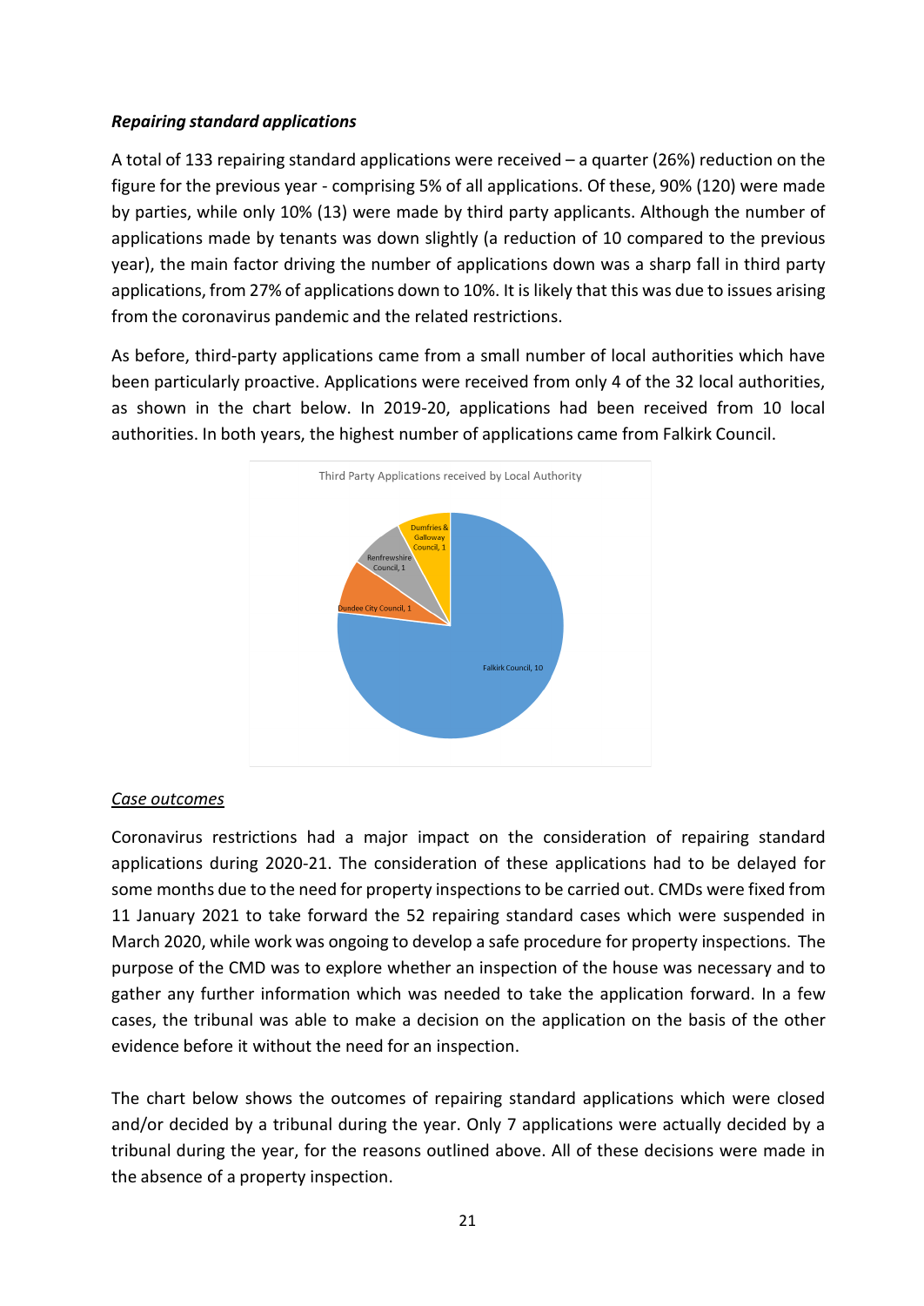***Repairing standard applications***

A total of 133 repairing standard applications were received – a quarter (26%) reduction on the figure for the previous year - comprising 5% of all applications. Of these, 90% (120) were made by parties, while only 10% (13) were made by third party applicants. Although the number of applications made by tenants was down slightly (a reduction of 10 compared to the previous year), the main factor driving the number of applications down was a sharp fall in third party applications, from 27% of applications down to 10%. It is likely that this was due to issues arising from the coronavirus pandemic and the related restrictions.

As before, third-party applications came from a small number of local authorities which have been particularly proactive. Applications were received from only 4 of the 32 local authorities, as shown in the chart below. In 2019-20, applications had been received from 10 local authorities. In both years, the highest number of applications came from Falkirk Council.

Third Party Applications received by Local Authority

| Local Authority | Applications |
|---|---|
| Falkirk Council | 10 |
| Dundee City Council | 1 |
| Renfrewshire Council | 1 |
| Dumfries & Galloway Council | 1 |

<u>*Case outcomes*</u>

Coronavirus restrictions had a major impact on the consideration of repairing standard applications during 2020-21. The consideration of these applications had to be delayed for some months due to the need for property inspections to be carried out. CMDs were fixed from 11 January 2021 to take forward the 52 repairing standard cases which were suspended in March 2020, while work was ongoing to develop a safe procedure for property inspections. The purpose of the CMD was to explore whether an inspection of the house was necessary and to gather any further information which was needed to take the application forward. In a few cases, the tribunal was able to make a decision on the application on the basis of the other evidence before it without the need for an inspection.

The chart below shows the outcomes of repairing standard applications which were closed and/or decided by a tribunal during the year. Only 7 applications were actually decided by a tribunal during the year, for the reasons outlined above. All of these decisions were made in the absence of a property inspection.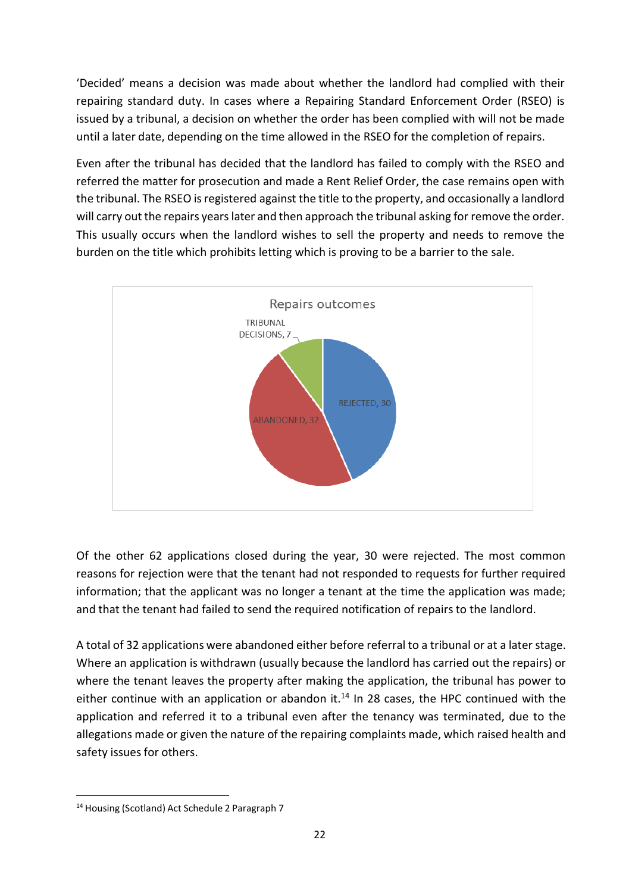'Decided' means a decision was made about whether the landlord had complied with their repairing standard duty. In cases where a Repairing Standard Enforcement Order (RSEO) is issued by a tribunal, a decision on whether the order has been complied with will not be made until a later date, depending on the time allowed in the RSEO for the completion of repairs.

Even after the tribunal has decided that the landlord has failed to comply with the RSEO and referred the matter for prosecution and made a Rent Relief Order, the case remains open with the tribunal. The RSEO is registered against the title to the property, and occasionally a landlord will carry out the repairs years later and then approach the tribunal asking for remove the order. This usually occurs when the landlord wishes to sell the property and needs to remove the burden on the title which prohibits letting which is proving to be a barrier to the sale.

Repairs outcomes

| Outcome | Number |
| --- | --- |
| REJECTED | 30 |
| ABANDONED | 32 |
| TRIBUNAL DECISIONS | 7 |

Of the other 62 applications closed during the year, 30 were rejected. The most common reasons for rejection were that the tenant had not responded to requests for further required information; that the applicant was no longer a tenant at the time the application was made; and that the tenant had failed to send the required notification of repairs to the landlord.

A total of 32 applications were abandoned either before referral to a tribunal or at a later stage. Where an application is withdrawn (usually because the landlord has carried out the repairs) or where the tenant leaves the property after making the application, the tribunal has power to either continue with an application or abandon it.[14] In 28 cases, the HPC continued with the application and referred it to a tribunal even after the tenancy was terminated, due to the allegations made or given the nature of the repairing complaints made, which raised health and safety issues for others.

[14] Housing (Scotland) Act Schedule 2 Paragraph 7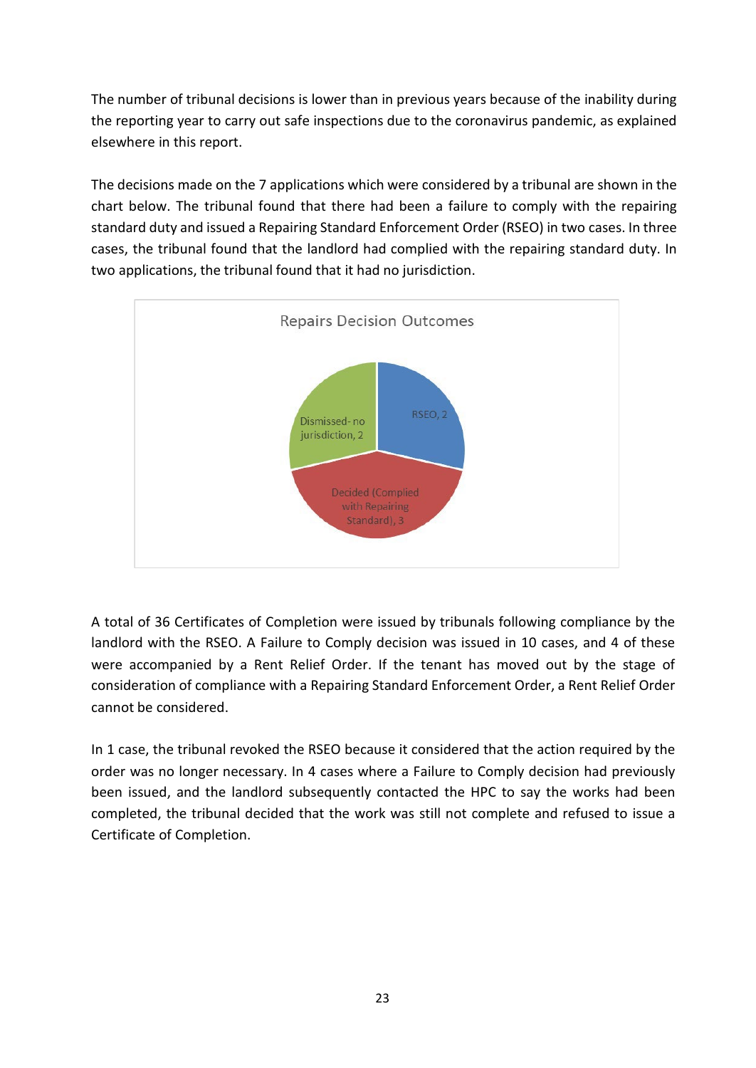The number of tribunal decisions is lower than in previous years because of the inability during the reporting year to carry out safe inspections due to the coronavirus pandemic, as explained elsewhere in this report.

The decisions made on the 7 applications which were considered by a tribunal are shown in the chart below. The tribunal found that there had been a failure to comply with the repairing standard duty and issued a Repairing Standard Enforcement Order (RSEO) in two cases. In three cases, the tribunal found that the landlord had complied with the repairing standard duty. In two applications, the tribunal found that it had no jurisdiction.

Repairs Decision Outcomes

| Outcome | Number |
|---|---|
| RSEO | 2 |
| Decided (Complied with Repairing Standard) | 3 |
| Dismissed- no jurisdiction | 2 |

A total of 36 Certificates of Completion were issued by tribunals following compliance by the landlord with the RSEO. A Failure to Comply decision was issued in 10 cases, and 4 of these were accompanied by a Rent Relief Order. If the tenant has moved out by the stage of consideration of compliance with a Repairing Standard Enforcement Order, a Rent Relief Order cannot be considered.

In 1 case, the tribunal revoked the RSEO because it considered that the action required by the order was no longer necessary. In 4 cases where a Failure to Comply decision had previously been issued, and the landlord subsequently contacted the HPC to say the works had been completed, the tribunal decided that the work was still not complete and refused to issue a Certificate of Completion.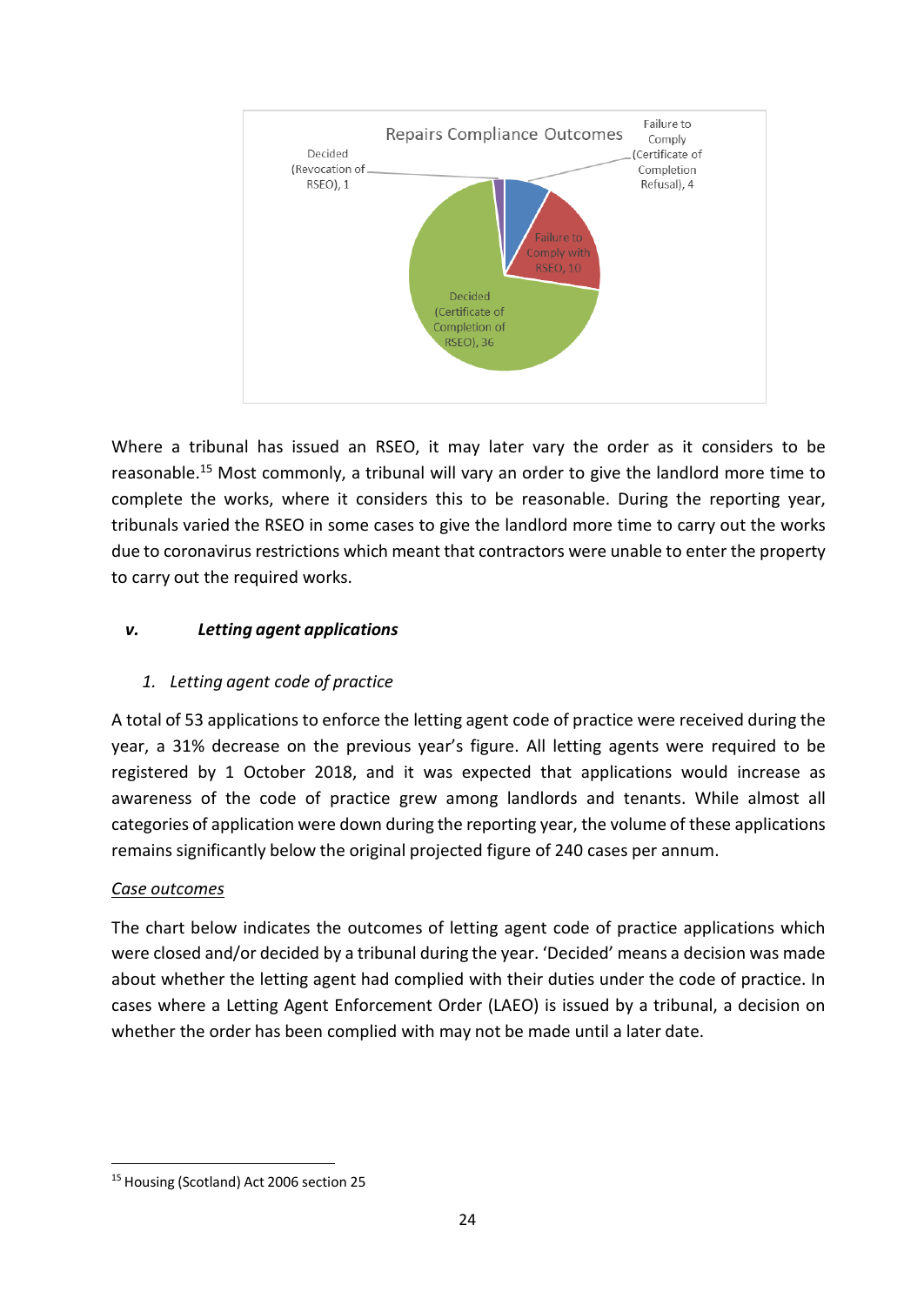Repairs Compliance Outcomes

- Decided (Revocation of RSEO), 1
- Failure to Comply (Certificate of Completion Refusal), 4
- Failure to Comply with RSEO, 10
- Decided (Certificate of Completion of RSEO), 36

Where a tribunal has issued an RSEO, it may later vary the order as it considers to be reasonable.[15] Most commonly, a tribunal will vary an order to give the landlord more time to complete the works, where it considers this to be reasonable. During the reporting year, tribunals varied the RSEO in some cases to give the landlord more time to carry out the works due to coronavirus restrictions which meant that contractors were unable to enter the property to carry out the required works.

### *v. Letting agent applications*

#### *1. Letting agent code of practice*

A total of 53 applications to enforce the letting agent code of practice were received during the year, a 31% decrease on the previous year's figure. All letting agents were required to be registered by 1 October 2018, and it was expected that applications would increase as awareness of the code of practice grew among landlords and tenants. While almost all categories of application were down during the reporting year, the volume of these applications remains significantly below the original projected figure of 240 cases per annum.

*Case outcomes*

The chart below indicates the outcomes of letting agent code of practice applications which were closed and/or decided by a tribunal during the year. 'Decided' means a decision was made about whether the letting agent had complied with their duties under the code of practice. In cases where a Letting Agent Enforcement Order (LAEO) is issued by a tribunal, a decision on whether the order has been complied with may not be made until a later date.

[15] Housing (Scotland) Act 2006 section 25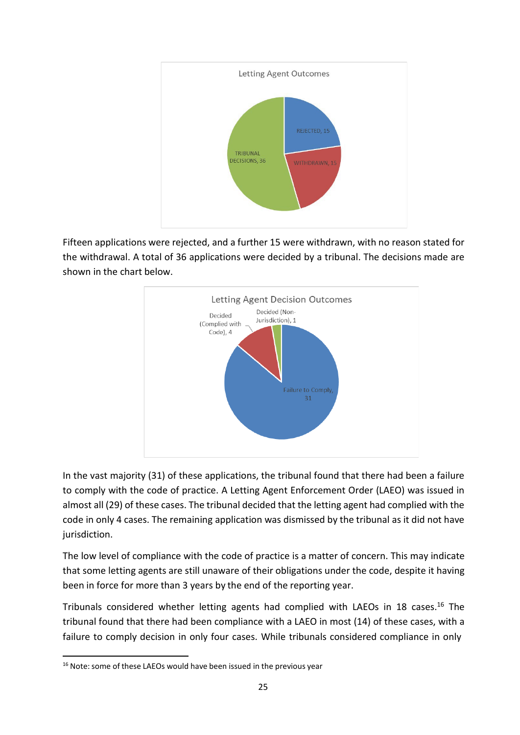Letting Agent Outcomes

| Outcome | Number |
| --- | --- |
| REJECTED | 15 |
| WITHDRAWN | 15 |
| TRIBUNAL DECISIONS | 36 |

Fifteen applications were rejected, and a further 15 were withdrawn, with no reason stated for the withdrawal. A total of 36 applications were decided by a tribunal. The decisions made are shown in the chart below.

Letting Agent Decision Outcomes

| Outcome | Number |
| --- | --- |
| Failure to Comply | 31 |
| Decided (Complied with Code) | 4 |
| Decided (Non-Jurisdiction) | 1 |

In the vast majority (31) of these applications, the tribunal found that there had been a failure to comply with the code of practice. A Letting Agent Enforcement Order (LAEO) was issued in almost all (29) of these cases. The tribunal decided that the letting agent had complied with the code in only 4 cases. The remaining application was dismissed by the tribunal as it did not have jurisdiction.

The low level of compliance with the code of practice is a matter of concern. This may indicate that some letting agents are still unaware of their obligations under the code, despite it having been in force for more than 3 years by the end of the reporting year.

Tribunals considered whether letting agents had complied with LAEOs in 18 cases.[16] The tribunal found that there had been compliance with a LAEO in most (14) of these cases, with a failure to comply decision in only four cases. While tribunals considered compliance in only

[16] Note: some of these LAEOs would have been issued in the previous year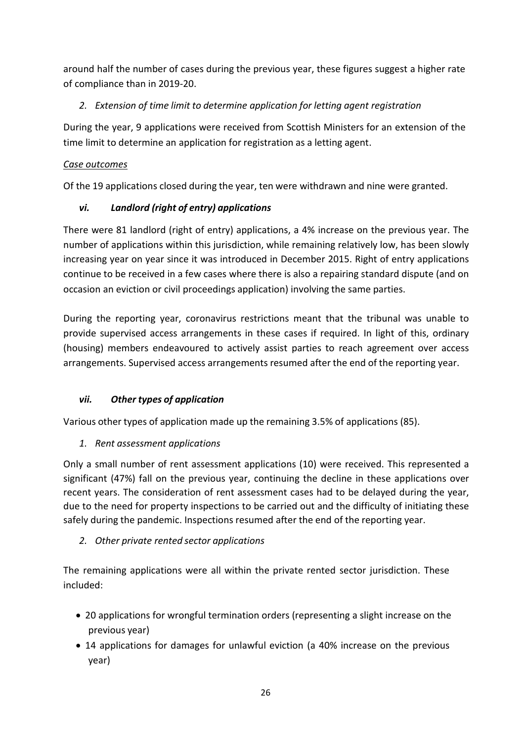around half the number of cases during the previous year, these figures suggest a higher rate of compliance than in 2019-20.

*2. Extension of time limit to determine application for letting agent registration*

During the year, 9 applications were received from Scottish Ministers for an extension of the time limit to determine an application for registration as a letting agent.

*Case outcomes*

Of the 19 applications closed during the year, ten were withdrawn and nine were granted.

### *vi. Landlord (right of entry) applications*

There were 81 landlord (right of entry) applications, a 4% increase on the previous year. The number of applications within this jurisdiction, while remaining relatively low, has been slowly increasing year on year since it was introduced in December 2015. Right of entry applications continue to be received in a few cases where there is also a repairing standard dispute (and on occasion an eviction or civil proceedings application) involving the same parties.

During the reporting year, coronavirus restrictions meant that the tribunal was unable to provide supervised access arrangements in these cases if required. In light of this, ordinary (housing) members endeavoured to actively assist parties to reach agreement over access arrangements. Supervised access arrangements resumed after the end of the reporting year.

### *vii. Other types of application*

Various other types of application made up the remaining 3.5% of applications (85).

*1. Rent assessment applications*

Only a small number of rent assessment applications (10) were received. This represented a significant (47%) fall on the previous year, continuing the decline in these applications over recent years. The consideration of rent assessment cases had to be delayed during the year, due to the need for property inspections to be carried out and the difficulty of initiating these safely during the pandemic. Inspections resumed after the end of the reporting year.

*2. Other private rented sector applications*

The remaining applications were all within the private rented sector jurisdiction. These included:

- 20 applications for wrongful termination orders (representing a slight increase on the previous year)
- 14 applications for damages for unlawful eviction (a 40% increase on the previous year)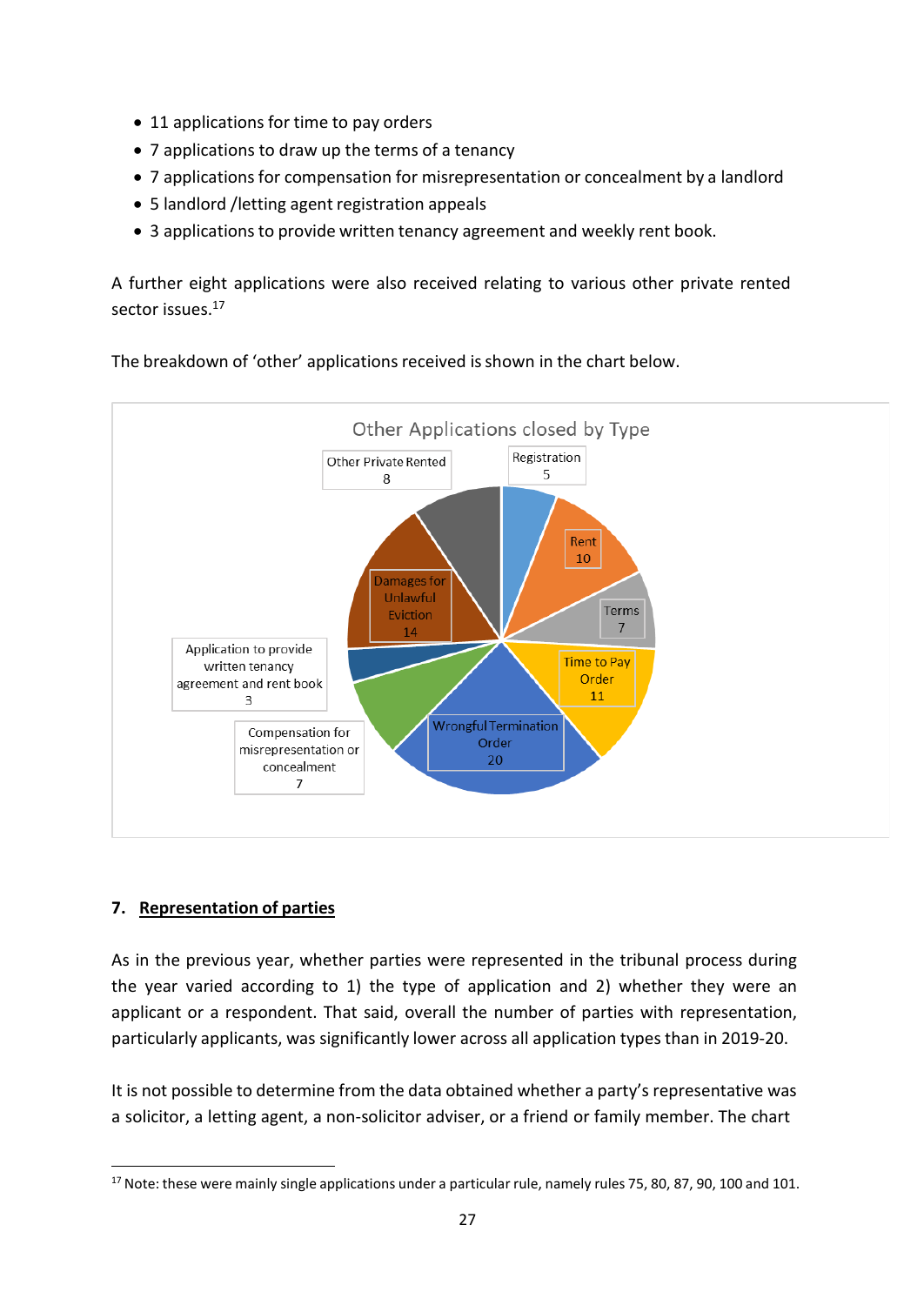- 11 applications for time to pay orders
- 7 applications to draw up the terms of a tenancy
- 7 applications for compensation for misrepresentation or concealment by a landlord
- 5 landlord /letting agent registration appeals
- 3 applications to provide written tenancy agreement and weekly rent book.

A further eight applications were also received relating to various other private rented sector issues.[17]

The breakdown of 'other' applications received is shown in the chart below.

Other Applications closed by Type

| Type | Number |
|---|---|
| Registration | 5 |
| Rent | 10 |
| Terms | 7 |
| Time to Pay Order | 11 |
| Wrongful Termination Order | 20 |
| Compensation for misrepresentation or concealment | 7 |
| Application to provide written tenancy agreement and rent book | 3 |
| Damages for Unlawful Eviction | 14 |
| Other Private Rented | 8 |

## 7. Representation of parties

As in the previous year, whether parties were represented in the tribunal process during the year varied according to 1) the type of application and 2) whether they were an applicant or a respondent. That said, overall the number of parties with representation, particularly applicants, was significantly lower across all application types than in 2019-20.

It is not possible to determine from the data obtained whether a party's representative was a solicitor, a letting agent, a non-solicitor adviser, or a friend or family member. The chart

[17] Note: these were mainly single applications under a particular rule, namely rules 75, 80, 87, 90, 100 and 101.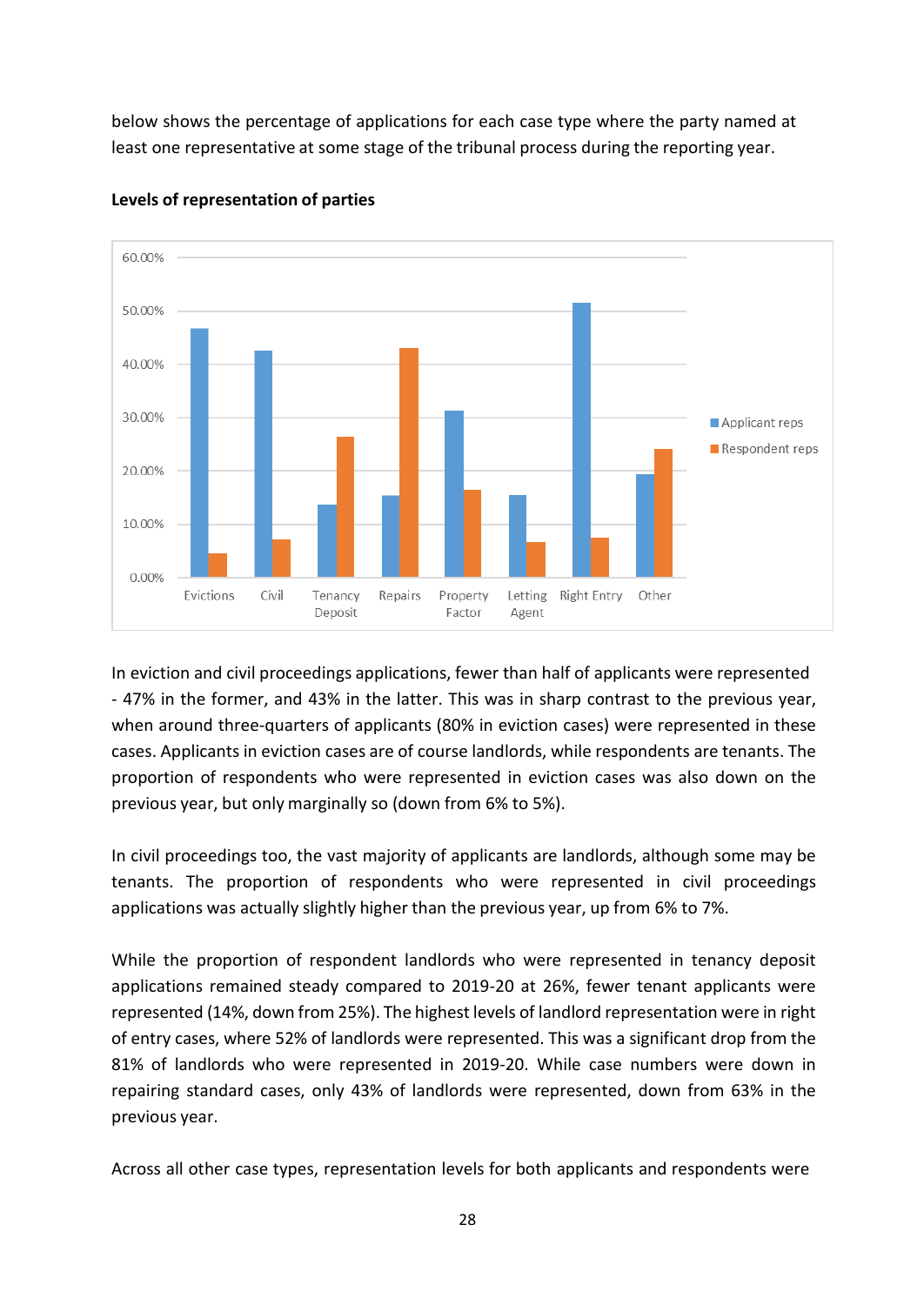below shows the percentage of applications for each case type where the party named at least one representative at some stage of the tribunal process during the reporting year.

**Levels of representation of parties**

In eviction and civil proceedings applications, fewer than half of applicants were represented - 47% in the former, and 43% in the latter. This was in sharp contrast to the previous year, when around three-quarters of applicants (80% in eviction cases) were represented in these cases. Applicants in eviction cases are of course landlords, while respondents are tenants. The proportion of respondents who were represented in eviction cases was also down on the previous year, but only marginally so (down from 6% to 5%).

In civil proceedings too, the vast majority of applicants are landlords, although some may be tenants. The proportion of respondents who were represented in civil proceedings applications was actually slightly higher than the previous year, up from 6% to 7%.

While the proportion of respondent landlords who were represented in tenancy deposit applications remained steady compared to 2019-20 at 26%, fewer tenant applicants were represented (14%, down from 25%). The highest levels of landlord representation were in right of entry cases, where 52% of landlords were represented. This was a significant drop from the 81% of landlords who were represented in 2019-20. While case numbers were down in repairing standard cases, only 43% of landlords were represented, down from 63% in the previous year.

Across all other case types, representation levels for both applicants and respondents were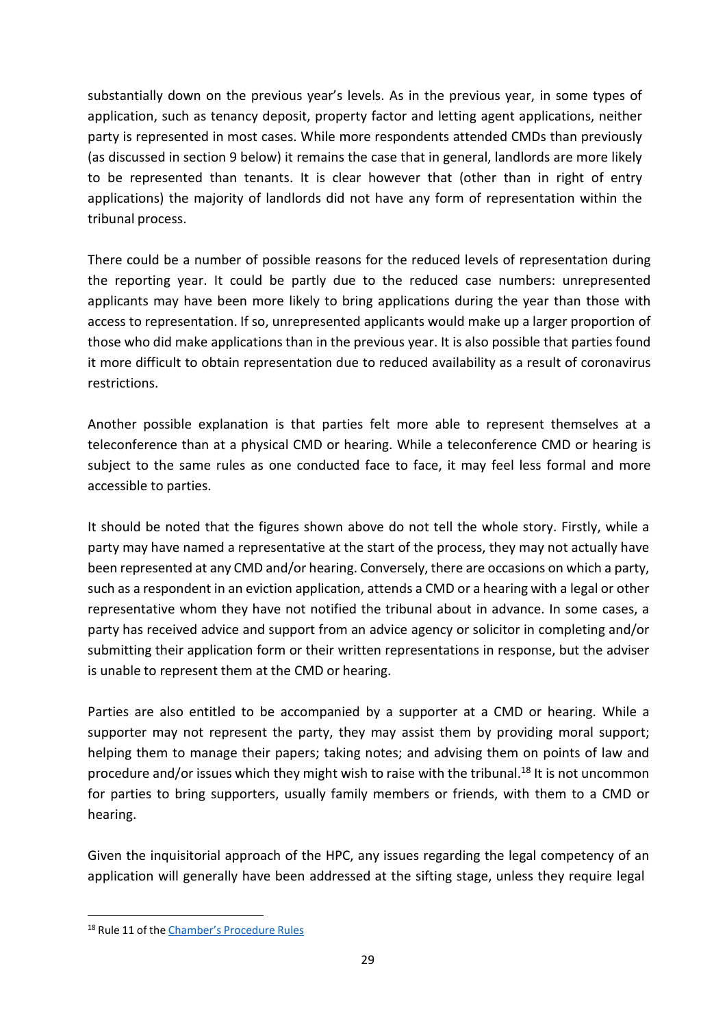substantially down on the previous year's levels. As in the previous year, in some types of application, such as tenancy deposit, property factor and letting agent applications, neither party is represented in most cases. While more respondents attended CMDs than previously (as discussed in section 9 below) it remains the case that in general, landlords are more likely to be represented than tenants. It is clear however that (other than in right of entry applications) the majority of landlords did not have any form of representation within the tribunal process.

There could be a number of possible reasons for the reduced levels of representation during the reporting year. It could be partly due to the reduced case numbers: unrepresented applicants may have been more likely to bring applications during the year than those with access to representation. If so, unrepresented applicants would make up a larger proportion of those who did make applications than in the previous year. It is also possible that parties found it more difficult to obtain representation due to reduced availability as a result of coronavirus restrictions.

Another possible explanation is that parties felt more able to represent themselves at a teleconference than at a physical CMD or hearing. While a teleconference CMD or hearing is subject to the same rules as one conducted face to face, it may feel less formal and more accessible to parties.

It should be noted that the figures shown above do not tell the whole story. Firstly, while a party may have named a representative at the start of the process, they may not actually have been represented at any CMD and/or hearing. Conversely, there are occasions on which a party, such as a respondent in an eviction application, attends a CMD or a hearing with a legal or other representative whom they have not notified the tribunal about in advance. In some cases, a party has received advice and support from an advice agency or solicitor in completing and/or submitting their application form or their written representations in response, but the adviser is unable to represent them at the CMD or hearing.

Parties are also entitled to be accompanied by a supporter at a CMD or hearing. While a supporter may not represent the party, they may assist them by providing moral support; helping them to manage their papers; taking notes; and advising them on points of law and procedure and/or issues which they might wish to raise with the tribunal.[18] It is not uncommon for parties to bring supporters, usually family members or friends, with them to a CMD or hearing.

Given the inquisitorial approach of the HPC, any issues regarding the legal competency of an application will generally have been addressed at the sifting stage, unless they require legal

[18] Rule 11 of the Chamber's Procedure Rules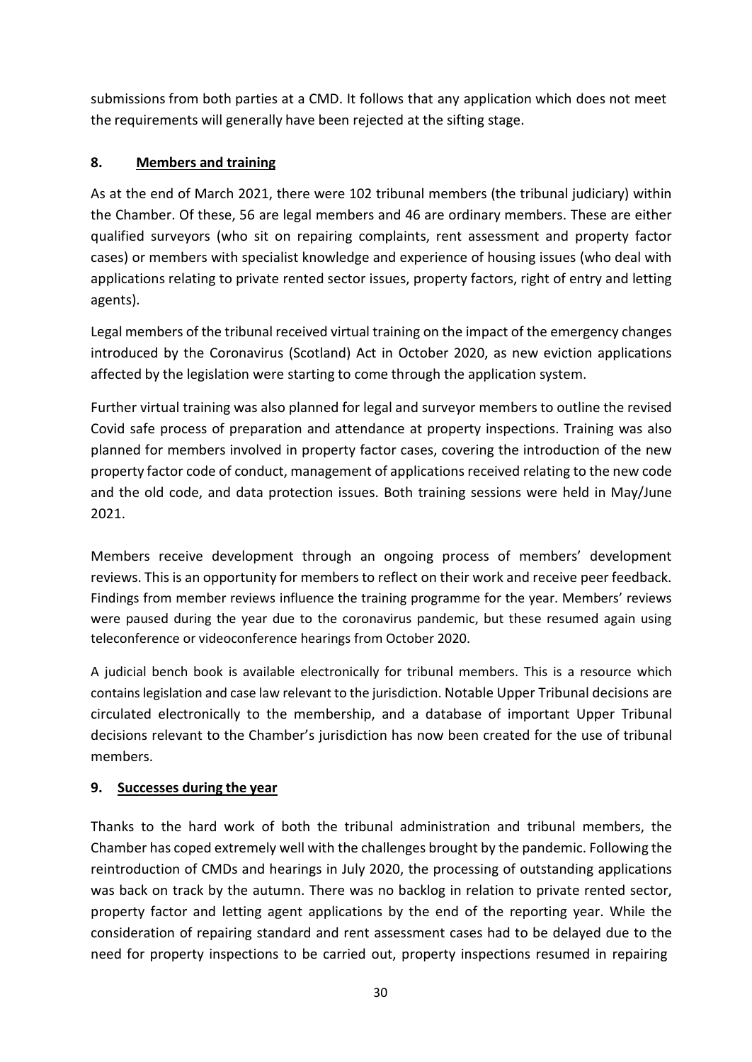submissions from both parties at a CMD. It follows that any application which does not meet the requirements will generally have been rejected at the sifting stage.

## 8. Members and training

As at the end of March 2021, there were 102 tribunal members (the tribunal judiciary) within the Chamber. Of these, 56 are legal members and 46 are ordinary members. These are either qualified surveyors (who sit on repairing complaints, rent assessment and property factor cases) or members with specialist knowledge and experience of housing issues (who deal with applications relating to private rented sector issues, property factors, right of entry and letting agents).

Legal members of the tribunal received virtual training on the impact of the emergency changes introduced by the Coronavirus (Scotland) Act in October 2020, as new eviction applications affected by the legislation were starting to come through the application system.

Further virtual training was also planned for legal and surveyor members to outline the revised Covid safe process of preparation and attendance at property inspections. Training was also planned for members involved in property factor cases, covering the introduction of the new property factor code of conduct, management of applications received relating to the new code and the old code, and data protection issues. Both training sessions were held in May/June 2021.

Members receive development through an ongoing process of members' development reviews. This is an opportunity for members to reflect on their work and receive peer feedback. Findings from member reviews influence the training programme for the year. Members' reviews were paused during the year due to the coronavirus pandemic, but these resumed again using teleconference or videoconference hearings from October 2020.

A judicial bench book is available electronically for tribunal members. This is a resource which contains legislation and case law relevant to the jurisdiction. Notable Upper Tribunal decisions are circulated electronically to the membership, and a database of important Upper Tribunal decisions relevant to the Chamber's jurisdiction has now been created for the use of tribunal members.

## 9. Successes during the year

Thanks to the hard work of both the tribunal administration and tribunal members, the Chamber has coped extremely well with the challenges brought by the pandemic. Following the reintroduction of CMDs and hearings in July 2020, the processing of outstanding applications was back on track by the autumn. There was no backlog in relation to private rented sector, property factor and letting agent applications by the end of the reporting year. While the consideration of repairing standard and rent assessment cases had to be delayed due to the need for property inspections to be carried out, property inspections resumed in repairing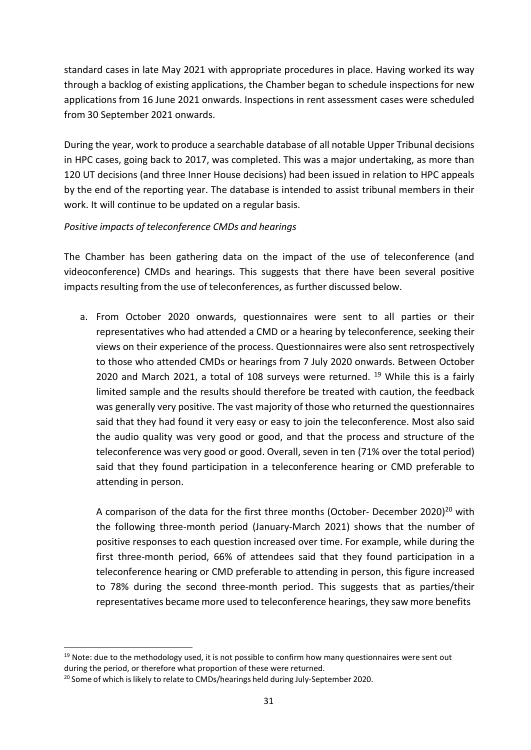standard cases in late May 2021 with appropriate procedures in place. Having worked its way through a backlog of existing applications, the Chamber began to schedule inspections for new applications from 16 June 2021 onwards. Inspections in rent assessment cases were scheduled from 30 September 2021 onwards.

During the year, work to produce a searchable database of all notable Upper Tribunal decisions in HPC cases, going back to 2017, was completed. This was a major undertaking, as more than 120 UT decisions (and three Inner House decisions) had been issued in relation to HPC appeals by the end of the reporting year. The database is intended to assist tribunal members in their work. It will continue to be updated on a regular basis.

*Positive impacts of teleconference CMDs and hearings*

The Chamber has been gathering data on the impact of the use of teleconference (and videoconference) CMDs and hearings. This suggests that there have been several positive impacts resulting from the use of teleconferences, as further discussed below.

a. From October 2020 onwards, questionnaires were sent to all parties or their representatives who had attended a CMD or a hearing by teleconference, seeking their views on their experience of the process. Questionnaires were also sent retrospectively to those who attended CMDs or hearings from 7 July 2020 onwards. Between October 2020 and March 2021, a total of 108 surveys were returned. [19] While this is a fairly limited sample and the results should therefore be treated with caution, the feedback was generally very positive. The vast majority of those who returned the questionnaires said that they had found it very easy or easy to join the teleconference. Most also said the audio quality was very good or good, and that the process and structure of the teleconference was very good or good. Overall, seven in ten (71% over the total period) said that they found participation in a teleconference hearing or CMD preferable to attending in person.

   A comparison of the data for the first three months (October- December 2020)[20] with the following three-month period (January-March 2021) shows that the number of positive responses to each question increased over time. For example, while during the first three-month period, 66% of attendees said that they found participation in a teleconference hearing or CMD preferable to attending in person, this figure increased to 78% during the second three-month period. This suggests that as parties/their representatives became more used to teleconference hearings, they saw more benefits

---

[19] Note: due to the methodology used, it is not possible to confirm how many questionnaires were sent out during the period, or therefore what proportion of these were returned.

[20] Some of which is likely to relate to CMDs/hearings held during July-September 2020.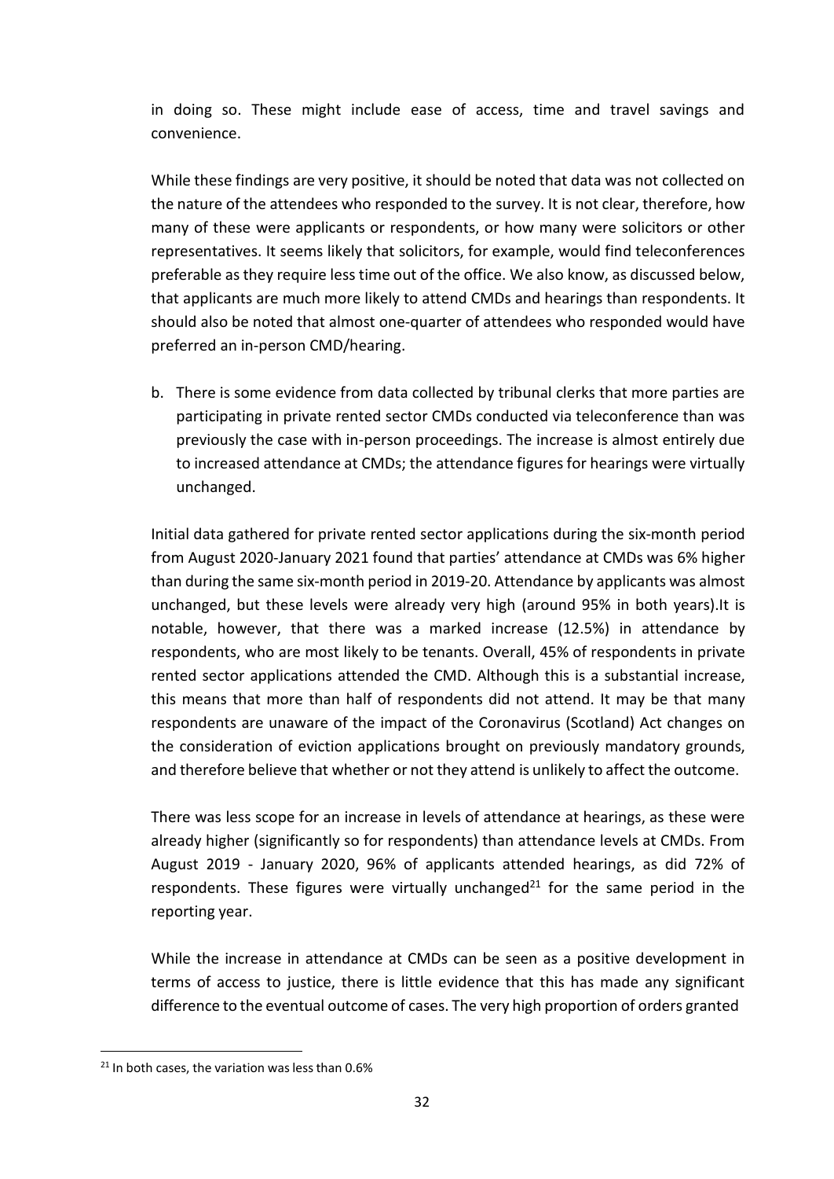in doing so. These might include ease of access, time and travel savings and convenience.

While these findings are very positive, it should be noted that data was not collected on the nature of the attendees who responded to the survey. It is not clear, therefore, how many of these were applicants or respondents, or how many were solicitors or other representatives. It seems likely that solicitors, for example, would find teleconferences preferable as they require less time out of the office. We also know, as discussed below, that applicants are much more likely to attend CMDs and hearings than respondents. It should also be noted that almost one-quarter of attendees who responded would have preferred an in-person CMD/hearing.

b. There is some evidence from data collected by tribunal clerks that more parties are participating in private rented sector CMDs conducted via teleconference than was previously the case with in-person proceedings. The increase is almost entirely due to increased attendance at CMDs; the attendance figures for hearings were virtually unchanged.

Initial data gathered for private rented sector applications during the six-month period from August 2020-January 2021 found that parties' attendance at CMDs was 6% higher than during the same six-month period in 2019-20. Attendance by applicants was almost unchanged, but these levels were already very high (around 95% in both years).It is notable, however, that there was a marked increase (12.5%) in attendance by respondents, who are most likely to be tenants. Overall, 45% of respondents in private rented sector applications attended the CMD. Although this is a substantial increase, this means that more than half of respondents did not attend. It may be that many respondents are unaware of the impact of the Coronavirus (Scotland) Act changes on the consideration of eviction applications brought on previously mandatory grounds, and therefore believe that whether or not they attend is unlikely to affect the outcome.

There was less scope for an increase in levels of attendance at hearings, as these were already higher (significantly so for respondents) than attendance levels at CMDs. From August 2019 - January 2020, 96% of applicants attended hearings, as did 72% of respondents. These figures were virtually unchanged[21] for the same period in the reporting year.

While the increase in attendance at CMDs can be seen as a positive development in terms of access to justice, there is little evidence that this has made any significant difference to the eventual outcome of cases. The very high proportion of orders granted

[21] In both cases, the variation was less than 0.6%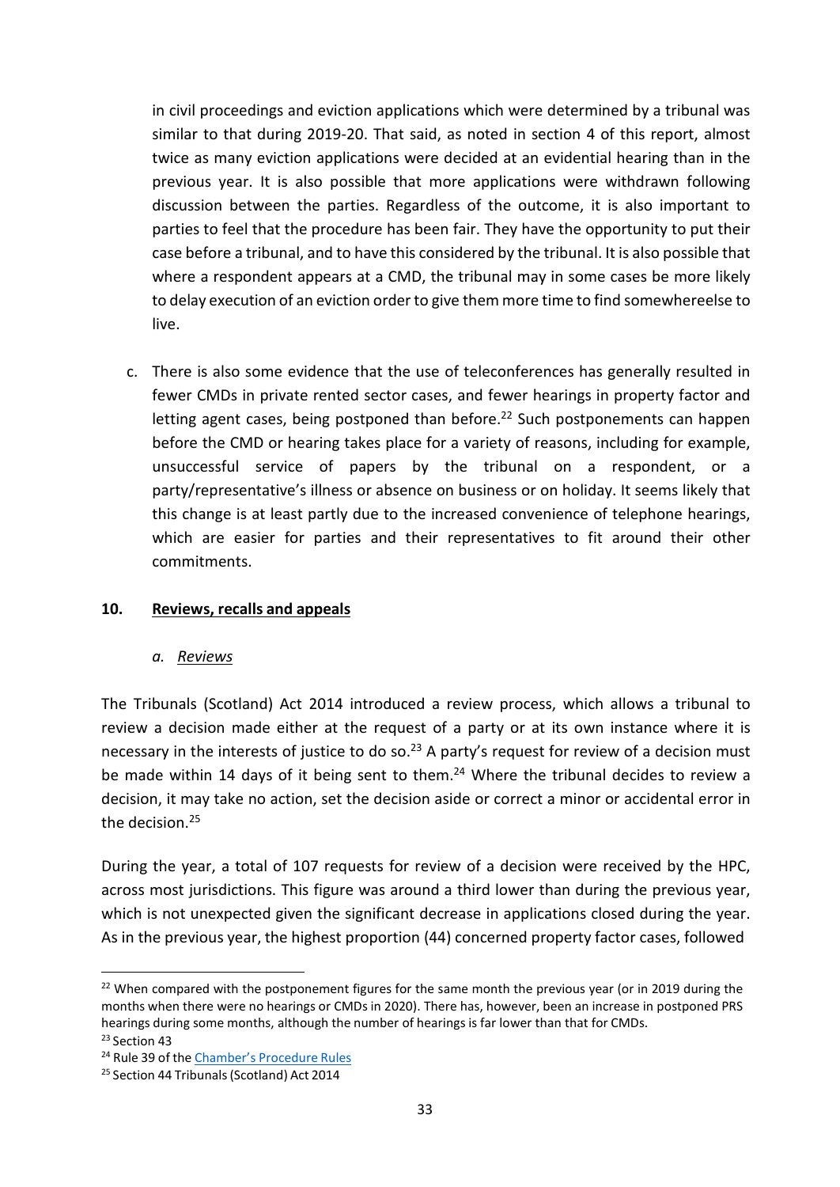in civil proceedings and eviction applications which were determined by a tribunal was similar to that during 2019-20. That said, as noted in section 4 of this report, almost twice as many eviction applications were decided at an evidential hearing than in the previous year. It is also possible that more applications were withdrawn following discussion between the parties. Regardless of the outcome, it is also important to parties to feel that the procedure has been fair. They have the opportunity to put their case before a tribunal, and to have this considered by the tribunal. It is also possible that where a respondent appears at a CMD, the tribunal may in some cases be more likely to delay execution of an eviction order to give them more time to find somewhereelse to live.

c. There is also some evidence that the use of teleconferences has generally resulted in fewer CMDs in private rented sector cases, and fewer hearings in property factor and letting agent cases, being postponed than before.[22] Such postponements can happen before the CMD or hearing takes place for a variety of reasons, including for example, unsuccessful service of papers by the tribunal on a respondent, or a party/representative's illness or absence on business or on holiday. It seems likely that this change is at least partly due to the increased convenience of telephone hearings, which are easier for parties and their representatives to fit around their other commitments.

## 10. Reviews, recalls and appeals

### a. *Reviews*

The Tribunals (Scotland) Act 2014 introduced a review process, which allows a tribunal to review a decision made either at the request of a party or at its own instance where it is necessary in the interests of justice to do so.[23] A party's request for review of a decision must be made within 14 days of it being sent to them.[24] Where the tribunal decides to review a decision, it may take no action, set the decision aside or correct a minor or accidental error in the decision.[25]

During the year, a total of 107 requests for review of a decision were received by the HPC, across most jurisdictions. This figure was around a third lower than during the previous year, which is not unexpected given the significant decrease in applications closed during the year. As in the previous year, the highest proportion (44) concerned property factor cases, followed

---

[22] When compared with the postponement figures for the same month the previous year (or in 2019 during the months when there were no hearings or CMDs in 2020). There has, however, been an increase in postponed PRS hearings during some months, although the number of hearings is far lower than that for CMDs.

[23] Section 43

[24] Rule 39 of the Chamber's Procedure Rules

[25] Section 44 Tribunals (Scotland) Act 2014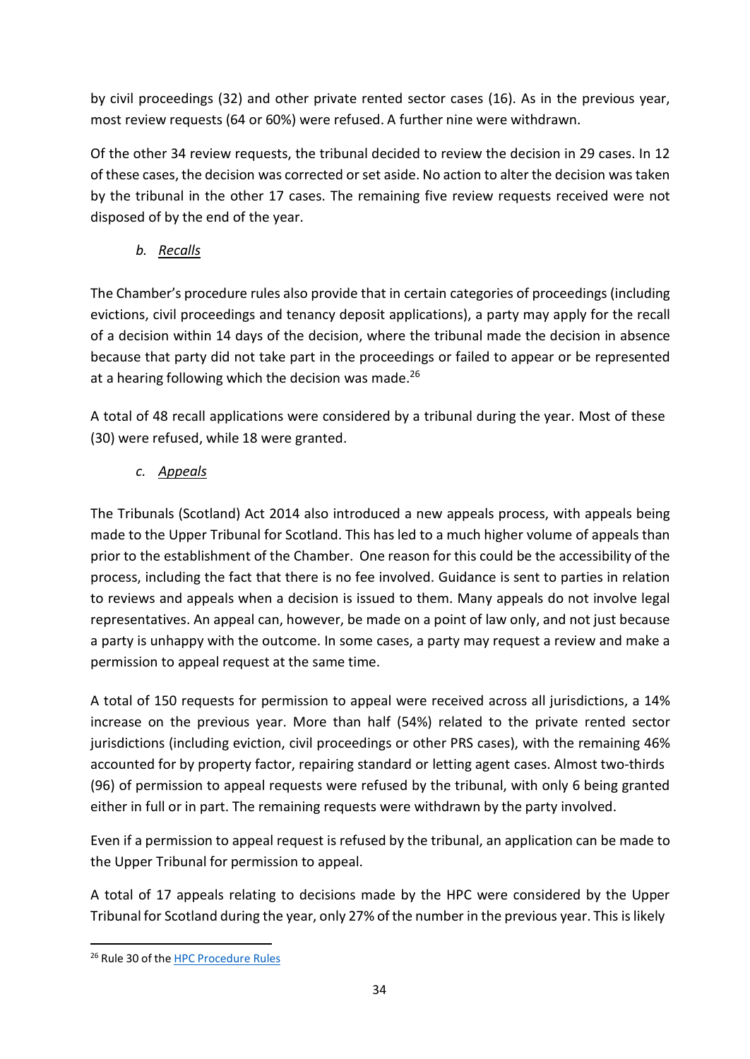by civil proceedings (32) and other private rented sector cases (16). As in the previous year, most review requests (64 or 60%) were refused. A further nine were withdrawn.

Of the other 34 review requests, the tribunal decided to review the decision in 29 cases. In 12 of these cases, the decision was corrected or set aside. No action to alter the decision was taken by the tribunal in the other 17 cases. The remaining five review requests received were not disposed of by the end of the year.

### *b. Recalls*

The Chamber's procedure rules also provide that in certain categories of proceedings (including evictions, civil proceedings and tenancy deposit applications), a party may apply for the recall of a decision within 14 days of the decision, where the tribunal made the decision in absence because that party did not take part in the proceedings or failed to appear or be represented at a hearing following which the decision was made.[26]

A total of 48 recall applications were considered by a tribunal during the year. Most of these (30) were refused, while 18 were granted.

### *c. Appeals*

The Tribunals (Scotland) Act 2014 also introduced a new appeals process, with appeals being made to the Upper Tribunal for Scotland. This has led to a much higher volume of appeals than prior to the establishment of the Chamber. One reason for this could be the accessibility of the process, including the fact that there is no fee involved. Guidance is sent to parties in relation to reviews and appeals when a decision is issued to them. Many appeals do not involve legal representatives. An appeal can, however, be made on a point of law only, and not just because a party is unhappy with the outcome. In some cases, a party may request a review and make a permission to appeal request at the same time.

A total of 150 requests for permission to appeal were received across all jurisdictions, a 14% increase on the previous year. More than half (54%) related to the private rented sector jurisdictions (including eviction, civil proceedings or other PRS cases), with the remaining 46% accounted for by property factor, repairing standard or letting agent cases. Almost two-thirds (96) of permission to appeal requests were refused by the tribunal, with only 6 being granted either in full or in part. The remaining requests were withdrawn by the party involved.

Even if a permission to appeal request is refused by the tribunal, an application can be made to the Upper Tribunal for permission to appeal.

A total of 17 appeals relating to decisions made by the HPC were considered by the Upper Tribunal for Scotland during the year, only 27% of the number in the previous year. This is likely

[26] Rule 30 of the HPC Procedure Rules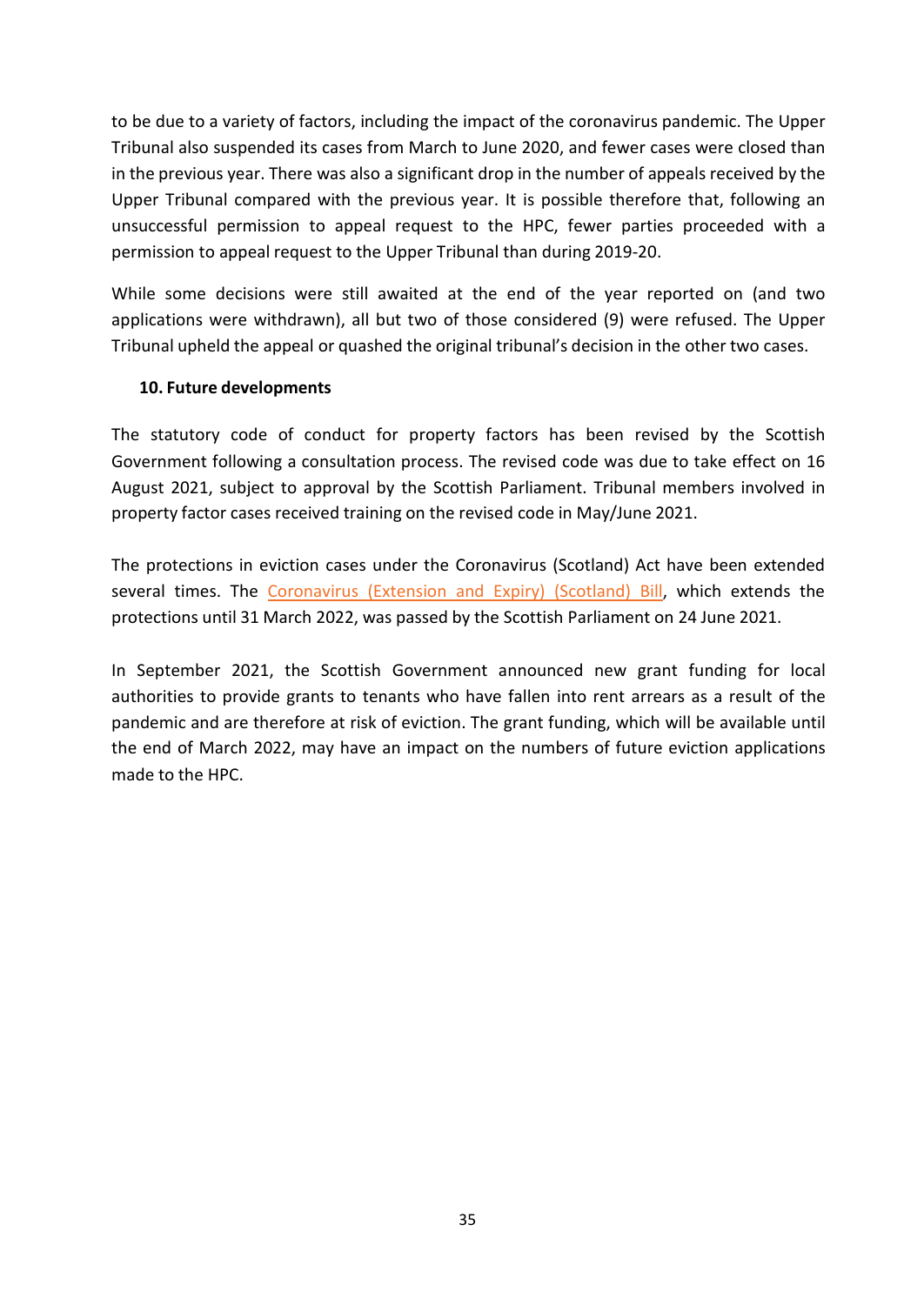to be due to a variety of factors, including the impact of the coronavirus pandemic. The Upper Tribunal also suspended its cases from March to June 2020, and fewer cases were closed than in the previous year. There was also a significant drop in the number of appeals received by the Upper Tribunal compared with the previous year. It is possible therefore that, following an unsuccessful permission to appeal request to the HPC, fewer parties proceeded with a permission to appeal request to the Upper Tribunal than during 2019-20.

While some decisions were still awaited at the end of the year reported on (and two applications were withdrawn), all but two of those considered (9) were refused. The Upper Tribunal upheld the appeal or quashed the original tribunal's decision in the other two cases.

## 10. Future developments

The statutory code of conduct for property factors has been revised by the Scottish Government following a consultation process. The revised code was due to take effect on 16 August 2021, subject to approval by the Scottish Parliament. Tribunal members involved in property factor cases received training on the revised code in May/June 2021.

The protections in eviction cases under the Coronavirus (Scotland) Act have been extended several times. The Coronavirus (Extension and Expiry) (Scotland) Bill, which extends the protections until 31 March 2022, was passed by the Scottish Parliament on 24 June 2021.

In September 2021, the Scottish Government announced new grant funding for local authorities to provide grants to tenants who have fallen into rent arrears as a result of the pandemic and are therefore at risk of eviction. The grant funding, which will be available until the end of March 2022, may have an impact on the numbers of future eviction applications made to the HPC.